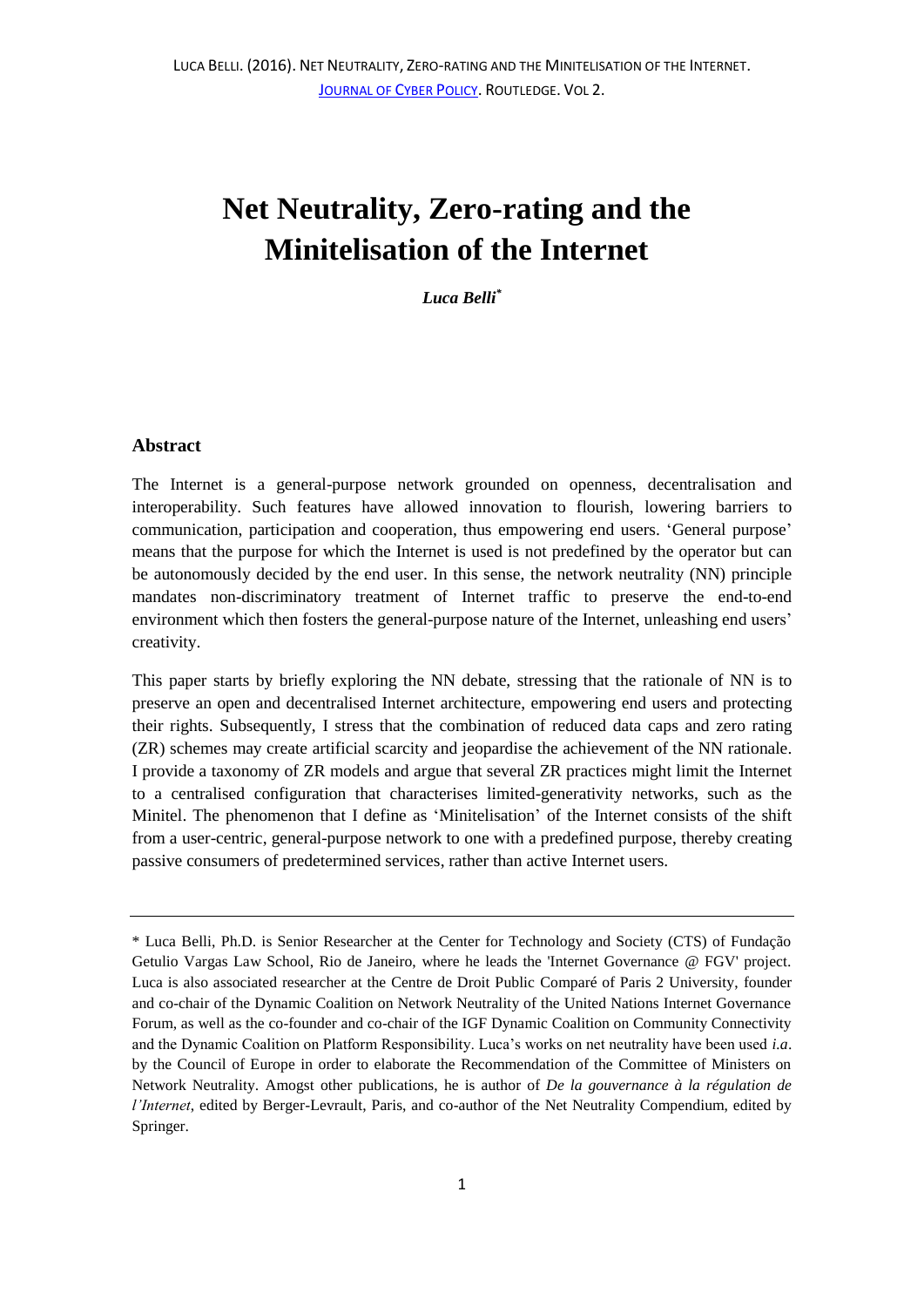# Net Neutrality, Zero-rating and the Minitelisation of the Internet

***Luca Belli*** *

## Abstract

The Internet is a general-purpose network grounded on openness, decentralisation and interoperability. Such features have allowed innovation to flourish, lowering barriers to communication, participation and cooperation, thus empowering end users. 'General purpose' means that the purpose for which the Internet is used is not predefined by the operator but can be autonomously decided by the end user. In this sense, the network neutrality (NN) principle mandates non-discriminatory treatment of Internet traffic to preserve the end-to-end environment which then fosters the general-purpose nature of the Internet, unleashing end users' creativity.

This paper starts by briefly exploring the NN debate, stressing that the rationale of NN is to preserve an open and decentralised Internet architecture, empowering end users and protecting their rights. Subsequently, I stress that the combination of reduced data caps and zero rating (ZR) schemes may create artificial scarcity and jeopardise the achievement of the NN rationale. I provide a taxonomy of ZR models and argue that several ZR practices might limit the Internet to a centralised configuration that characterises limited-generativity networks, such as the Minitel. The phenomenon that I define as 'Minitelisation' of the Internet consists of the shift from a user-centric, general-purpose network to one with a predefined purpose, thereby creating passive consumers of predetermined services, rather than active Internet users.

---

\* Luca Belli, Ph.D. is Senior Researcher at the Center for Technology and Society (CTS) of Fundação Getulio Vargas Law School, Rio de Janeiro, where he leads the 'Internet Governance @ FGV' project. Luca is also associated researcher at the Centre de Droit Public Comparé of Paris 2 University, founder and co-chair of the Dynamic Coalition on Network Neutrality of the United Nations Internet Governance Forum, as well as the co-founder and co-chair of the IGF Dynamic Coalition on Community Connectivity and the Dynamic Coalition on Platform Responsibility. Luca's works on net neutrality have been used *i.a*. by the Council of Europe in order to elaborate the Recommendation of the Committee of Ministers on Network Neutrality. Amogst other publications, he is author of *De la gouvernance à la régulation de l'Internet*, edited by Berger-Levrault, Paris, and co-author of the Net Neutrality Compendium, edited by Springer.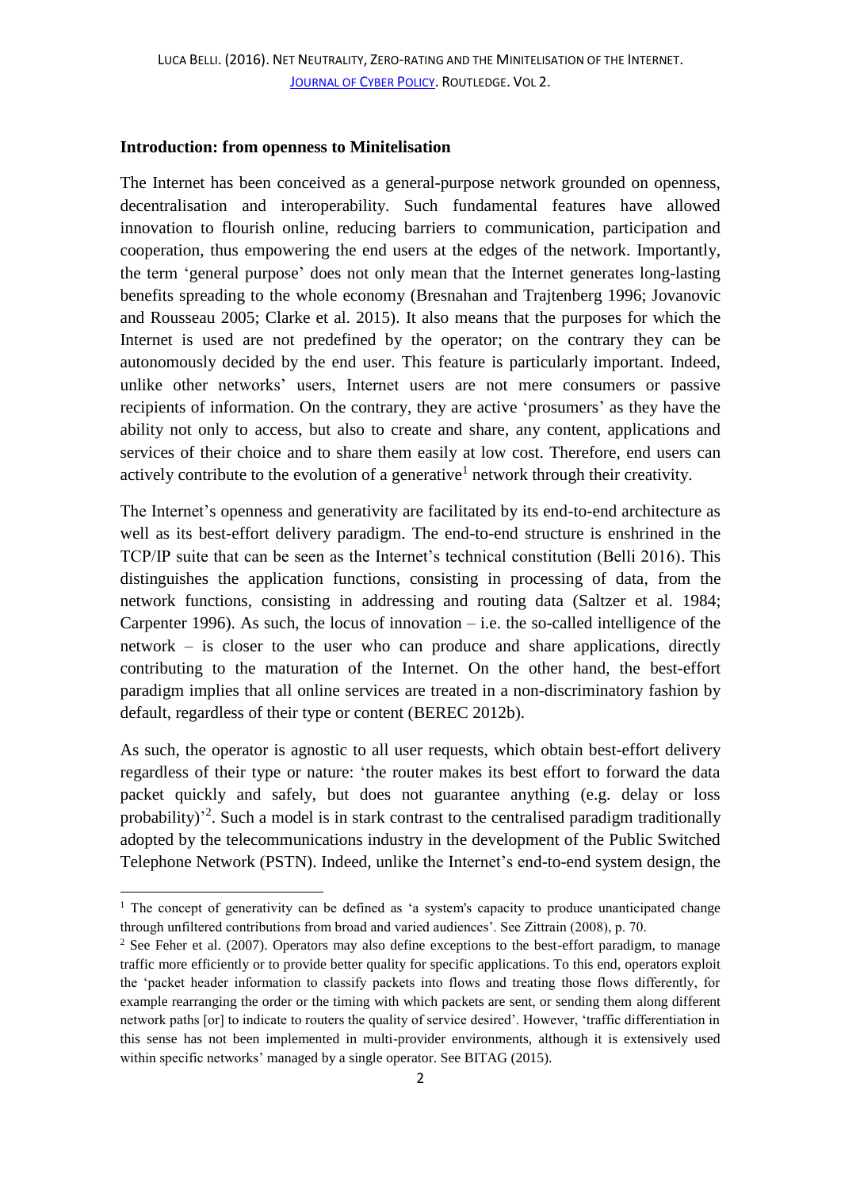**Introduction: from openness to Minitelisation**

The Internet has been conceived as a general-purpose network grounded on openness, decentralisation and interoperability. Such fundamental features have allowed innovation to flourish online, reducing barriers to communication, participation and cooperation, thus empowering the end users at the edges of the network. Importantly, the term 'general purpose' does not only mean that the Internet generates long-lasting benefits spreading to the whole economy (Bresnahan and Trajtenberg 1996; Jovanovic and Rousseau 2005; Clarke et al. 2015). It also means that the purposes for which the Internet is used are not predefined by the operator; on the contrary they can be autonomously decided by the end user. This feature is particularly important. Indeed, unlike other networks' users, Internet users are not mere consumers or passive recipients of information. On the contrary, they are active 'prosumers' as they have the ability not only to access, but also to create and share, any content, applications and services of their choice and to share them easily at low cost. Therefore, end users can actively contribute to the evolution of a generative[1] network through their creativity.

The Internet's openness and generativity are facilitated by its end-to-end architecture as well as its best-effort delivery paradigm. The end-to-end structure is enshrined in the TCP/IP suite that can be seen as the Internet's technical constitution (Belli 2016). This distinguishes the application functions, consisting in processing of data, from the network functions, consisting in addressing and routing data (Saltzer et al. 1984; Carpenter 1996). As such, the locus of innovation – i.e. the so-called intelligence of the network – is closer to the user who can produce and share applications, directly contributing to the maturation of the Internet. On the other hand, the best-effort paradigm implies that all online services are treated in a non-discriminatory fashion by default, regardless of their type or content (BEREC 2012b).

As such, the operator is agnostic to all user requests, which obtain best-effort delivery regardless of their type or nature: 'the router makes its best effort to forward the data packet quickly and safely, but does not guarantee anything (e.g. delay or loss probability)'[2]. Such a model is in stark contrast to the centralised paradigm traditionally adopted by the telecommunications industry in the development of the Public Switched Telephone Network (PSTN). Indeed, unlike the Internet's end-to-end system design, the

---

[1] The concept of generativity can be defined as 'a system's capacity to produce unanticipated change through unfiltered contributions from broad and varied audiences'. See Zittrain (2008), p. 70.

[2] See Feher et al. (2007). Operators may also define exceptions to the best-effort paradigm, to manage traffic more efficiently or to provide better quality for specific applications. To this end, operators exploit the 'packet header information to classify packets into flows and treating those flows differently, for example rearranging the order or the timing with which packets are sent, or sending them along different network paths [or] to indicate to routers the quality of service desired'. However, 'traffic differentiation in this sense has not been implemented in multi-provider environments, although it is extensively used within specific networks' managed by a single operator. See BITAG (2015).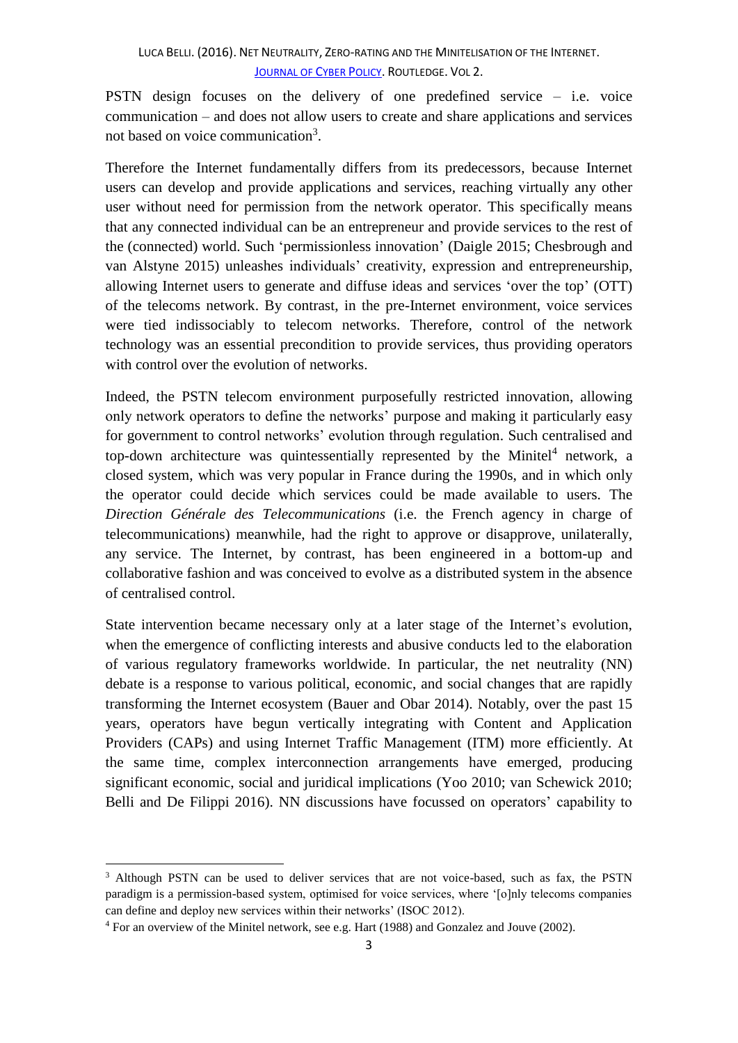PSTN design focuses on the delivery of one predefined service – i.e. voice communication – and does not allow users to create and share applications and services not based on voice communication[3].

Therefore the Internet fundamentally differs from its predecessors, because Internet users can develop and provide applications and services, reaching virtually any other user without need for permission from the network operator. This specifically means that any connected individual can be an entrepreneur and provide services to the rest of the (connected) world. Such 'permissionless innovation' (Daigle 2015; Chesbrough and van Alstyne 2015) unleashes individuals' creativity, expression and entrepreneurship, allowing Internet users to generate and diffuse ideas and services 'over the top' (OTT) of the telecoms network. By contrast, in the pre-Internet environment, voice services were tied indissociably to telecom networks. Therefore, control of the network technology was an essential precondition to provide services, thus providing operators with control over the evolution of networks.

Indeed, the PSTN telecom environment purposefully restricted innovation, allowing only network operators to define the networks' purpose and making it particularly easy for government to control networks' evolution through regulation. Such centralised and top-down architecture was quintessentially represented by the Minitel[4] network, a closed system, which was very popular in France during the 1990s, and in which only the operator could decide which services could be made available to users. The *Direction Générale des Telecommunications* (i.e. the French agency in charge of telecommunications) meanwhile, had the right to approve or disapprove, unilaterally, any service. The Internet, by contrast, has been engineered in a bottom-up and collaborative fashion and was conceived to evolve as a distributed system in the absence of centralised control.

State intervention became necessary only at a later stage of the Internet's evolution, when the emergence of conflicting interests and abusive conducts led to the elaboration of various regulatory frameworks worldwide. In particular, the net neutrality (NN) debate is a response to various political, economic, and social changes that are rapidly transforming the Internet ecosystem (Bauer and Obar 2014). Notably, over the past 15 years, operators have begun vertically integrating with Content and Application Providers (CAPs) and using Internet Traffic Management (ITM) more efficiently. At the same time, complex interconnection arrangements have emerged, producing significant economic, social and juridical implications (Yoo 2010; van Schewick 2010; Belli and De Filippi 2016). NN discussions have focussed on operators' capability to

---

[3] Although PSTN can be used to deliver services that are not voice-based, such as fax, the PSTN paradigm is a permission-based system, optimised for voice services, where '[o]nly telecoms companies can define and deploy new services within their networks' (ISOC 2012).

[4] For an overview of the Minitel network, see e.g. Hart (1988) and Gonzalez and Jouve (2002).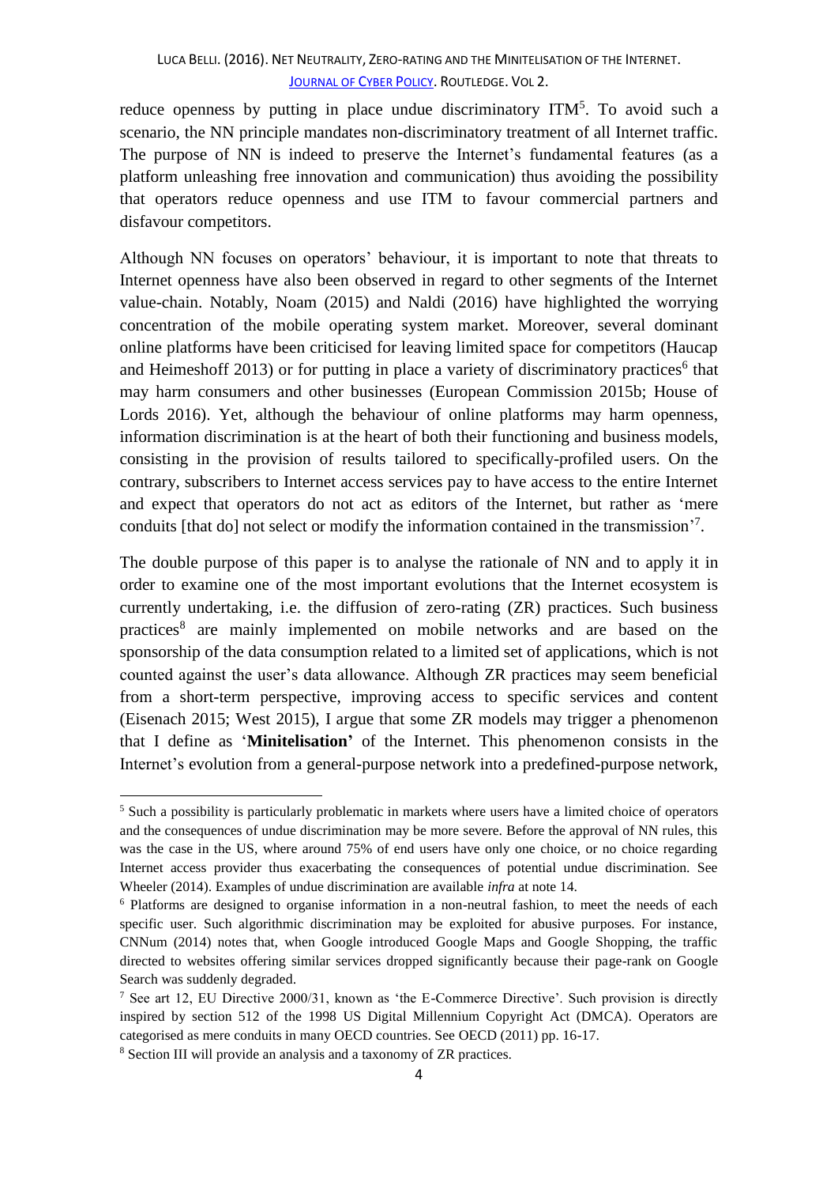reduce openness by putting in place undue discriminatory ITM[5]. To avoid such a scenario, the NN principle mandates non-discriminatory treatment of all Internet traffic. The purpose of NN is indeed to preserve the Internet's fundamental features (as a platform unleashing free innovation and communication) thus avoiding the possibility that operators reduce openness and use ITM to favour commercial partners and disfavour competitors.

Although NN focuses on operators' behaviour, it is important to note that threats to Internet openness have also been observed in regard to other segments of the Internet value-chain. Notably, Noam (2015) and Naldi (2016) have highlighted the worrying concentration of the mobile operating system market. Moreover, several dominant online platforms have been criticised for leaving limited space for competitors (Haucap and Heimeshoff 2013) or for putting in place a variety of discriminatory practices[6] that may harm consumers and other businesses (European Commission 2015b; House of Lords 2016). Yet, although the behaviour of online platforms may harm openness, information discrimination is at the heart of both their functioning and business models, consisting in the provision of results tailored to specifically-profiled users. On the contrary, subscribers to Internet access services pay to have access to the entire Internet and expect that operators do not act as editors of the Internet, but rather as 'mere conduits [that do] not select or modify the information contained in the transmission'[7].

The double purpose of this paper is to analyse the rationale of NN and to apply it in order to examine one of the most important evolutions that the Internet ecosystem is currently undertaking, i.e. the diffusion of zero-rating (ZR) practices. Such business practices[8] are mainly implemented on mobile networks and are based on the sponsorship of the data consumption related to a limited set of applications, which is not counted against the user's data allowance. Although ZR practices may seem beneficial from a short-term perspective, improving access to specific services and content (Eisenach 2015; West 2015), I argue that some ZR models may trigger a phenomenon that I define as '**Minitelisation'** of the Internet. This phenomenon consists in the Internet's evolution from a general-purpose network into a predefined-purpose network,

---

[5] Such a possibility is particularly problematic in markets where users have a limited choice of operators and the consequences of undue discrimination may be more severe. Before the approval of NN rules, this was the case in the US, where around 75% of end users have only one choice, or no choice regarding Internet access provider thus exacerbating the consequences of potential undue discrimination. See Wheeler (2014). Examples of undue discrimination are available *infra* at note 14.

[6] Platforms are designed to organise information in a non-neutral fashion, to meet the needs of each specific user. Such algorithmic discrimination may be exploited for abusive purposes. For instance, CNNum (2014) notes that, when Google introduced Google Maps and Google Shopping, the traffic directed to websites offering similar services dropped significantly because their page-rank on Google Search was suddenly degraded.

[7] See art 12, EU Directive 2000/31, known as 'the E-Commerce Directive'. Such provision is directly inspired by section 512 of the 1998 US Digital Millennium Copyright Act (DMCA). Operators are categorised as mere conduits in many OECD countries. See OECD (2011) pp. 16-17.

[8] Section III will provide an analysis and a taxonomy of ZR practices.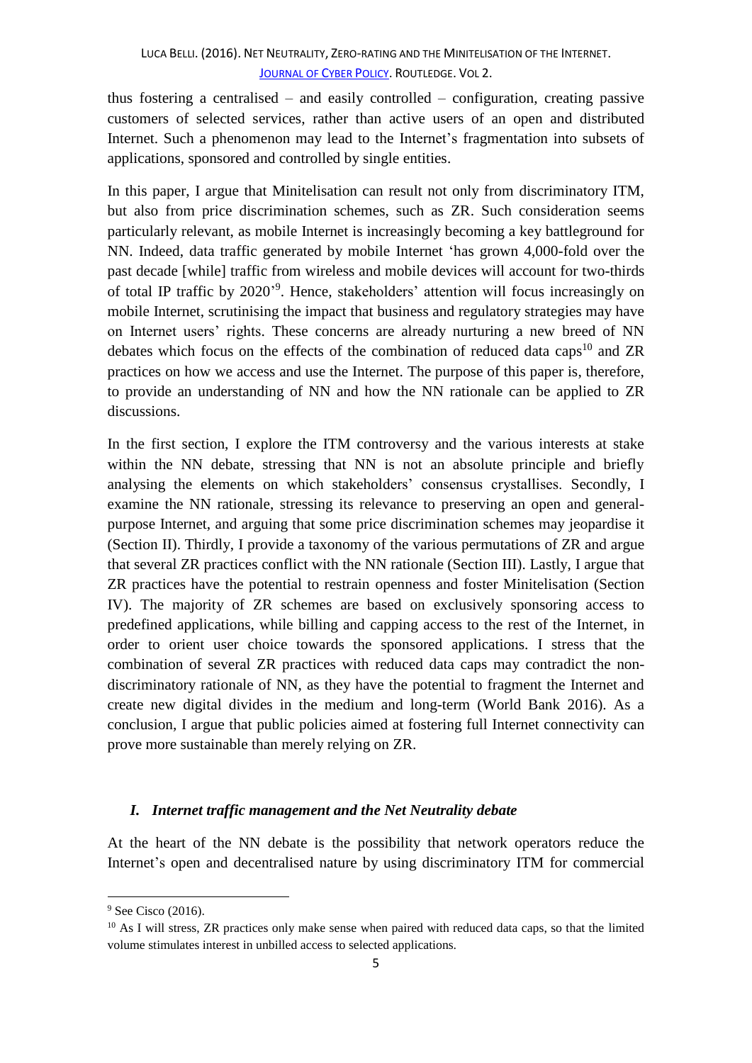thus fostering a centralised – and easily controlled – configuration, creating passive customers of selected services, rather than active users of an open and distributed Internet. Such a phenomenon may lead to the Internet's fragmentation into subsets of applications, sponsored and controlled by single entities.

In this paper, I argue that Minitelisation can result not only from discriminatory ITM, but also from price discrimination schemes, such as ZR. Such consideration seems particularly relevant, as mobile Internet is increasingly becoming a key battleground for NN. Indeed, data traffic generated by mobile Internet 'has grown 4,000-fold over the past decade [while] traffic from wireless and mobile devices will account for two-thirds of total IP traffic by 2020'[9]. Hence, stakeholders' attention will focus increasingly on mobile Internet, scrutinising the impact that business and regulatory strategies may have on Internet users' rights. These concerns are already nurturing a new breed of NN debates which focus on the effects of the combination of reduced data caps[10] and ZR practices on how we access and use the Internet. The purpose of this paper is, therefore, to provide an understanding of NN and how the NN rationale can be applied to ZR discussions.

In the first section, I explore the ITM controversy and the various interests at stake within the NN debate, stressing that NN is not an absolute principle and briefly analysing the elements on which stakeholders' consensus crystallises. Secondly, I examine the NN rationale, stressing its relevance to preserving an open and general-purpose Internet, and arguing that some price discrimination schemes may jeopardise it (Section II). Thirdly, I provide a taxonomy of the various permutations of ZR and argue that several ZR practices conflict with the NN rationale (Section III). Lastly, I argue that ZR practices have the potential to restrain openness and foster Minitelisation (Section IV). The majority of ZR schemes are based on exclusively sponsoring access to predefined applications, while billing and capping access to the rest of the Internet, in order to orient user choice towards the sponsored applications. I stress that the combination of several ZR practices with reduced data caps may contradict the non-discriminatory rationale of NN, as they have the potential to fragment the Internet and create new digital divides in the medium and long-term (World Bank 2016). As a conclusion, I argue that public policies aimed at fostering full Internet connectivity can prove more sustainable than merely relying on ZR.

## *I. Internet traffic management and the Net Neutrality debate*

At the heart of the NN debate is the possibility that network operators reduce the Internet's open and decentralised nature by using discriminatory ITM for commercial

---

[9] See Cisco (2016).

[10] As I will stress, ZR practices only make sense when paired with reduced data caps, so that the limited volume stimulates interest in unbilled access to selected applications.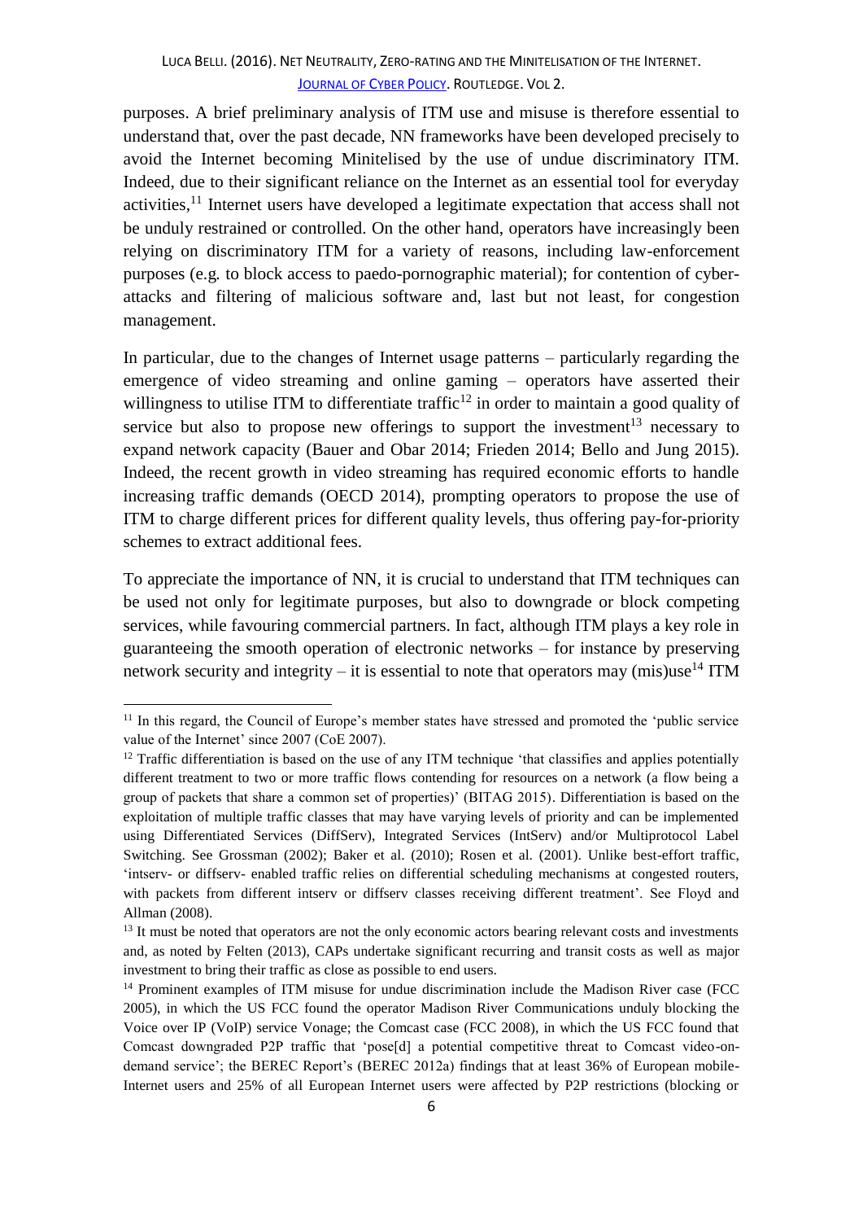purposes. A brief preliminary analysis of ITM use and misuse is therefore essential to understand that, over the past decade, NN frameworks have been developed precisely to avoid the Internet becoming Minitelised by the use of undue discriminatory ITM. Indeed, due to their significant reliance on the Internet as an essential tool for everyday activities,[11] Internet users have developed a legitimate expectation that access shall not be unduly restrained or controlled. On the other hand, operators have increasingly been relying on discriminatory ITM for a variety of reasons, including law-enforcement purposes (e.g. to block access to paedo-pornographic material); for contention of cyber-attacks and filtering of malicious software and, last but not least, for congestion management.

In particular, due to the changes of Internet usage patterns – particularly regarding the emergence of video streaming and online gaming – operators have asserted their willingness to utilise ITM to differentiate traffic[12] in order to maintain a good quality of service but also to propose new offerings to support the investment[13] necessary to expand network capacity (Bauer and Obar 2014; Frieden 2014; Bello and Jung 2015). Indeed, the recent growth in video streaming has required economic efforts to handle increasing traffic demands (OECD 2014), prompting operators to propose the use of ITM to charge different prices for different quality levels, thus offering pay-for-priority schemes to extract additional fees.

To appreciate the importance of NN, it is crucial to understand that ITM techniques can be used not only for legitimate purposes, but also to downgrade or block competing services, while favouring commercial partners. In fact, although ITM plays a key role in guaranteeing the smooth operation of electronic networks – for instance by preserving network security and integrity – it is essential to note that operators may (mis)use[14] ITM

---

[11] In this regard, the Council of Europe's member states have stressed and promoted the 'public service value of the Internet' since 2007 (CoE 2007).

[12] Traffic differentiation is based on the use of any ITM technique 'that classifies and applies potentially different treatment to two or more traffic flows contending for resources on a network (a flow being a group of packets that share a common set of properties)' (BITAG 2015). Differentiation is based on the exploitation of multiple traffic classes that may have varying levels of priority and can be implemented using Differentiated Services (DiffServ), Integrated Services (IntServ) and/or Multiprotocol Label Switching. See Grossman (2002); Baker et al. (2010); Rosen et al. (2001). Unlike best-effort traffic, 'intserv- or diffserv- enabled traffic relies on differential scheduling mechanisms at congested routers, with packets from different intserv or diffserv classes receiving different treatment'. See Floyd and Allman (2008).

[13] It must be noted that operators are not the only economic actors bearing relevant costs and investments and, as noted by Felten (2013), CAPs undertake significant recurring and transit costs as well as major investment to bring their traffic as close as possible to end users.

[14] Prominent examples of ITM misuse for undue discrimination include the Madison River case (FCC 2005), in which the US FCC found the operator Madison River Communications unduly blocking the Voice over IP (VoIP) service Vonage; the Comcast case (FCC 2008), in which the US FCC found that Comcast downgraded P2P traffic that 'pose[d] a potential competitive threat to Comcast video-on-demand service'; the BEREC Report's (BEREC 2012a) findings that at least 36% of European mobile-Internet users and 25% of all European Internet users were affected by P2P restrictions (blocking or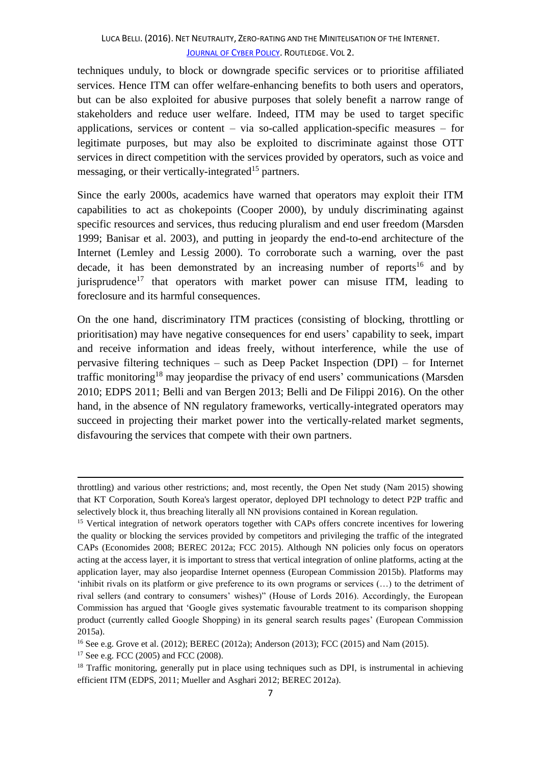techniques unduly, to block or downgrade specific services or to prioritise affiliated services. Hence ITM can offer welfare-enhancing benefits to both users and operators, but can be also exploited for abusive purposes that solely benefit a narrow range of stakeholders and reduce user welfare. Indeed, ITM may be used to target specific applications, services or content – via so-called application-specific measures – for legitimate purposes, but may also be exploited to discriminate against those OTT services in direct competition with the services provided by operators, such as voice and messaging, or their vertically-integrated[15] partners.

Since the early 2000s, academics have warned that operators may exploit their ITM capabilities to act as chokepoints (Cooper 2000), by unduly discriminating against specific resources and services, thus reducing pluralism and end user freedom (Marsden 1999; Banisar et al. 2003), and putting in jeopardy the end-to-end architecture of the Internet (Lemley and Lessig 2000). To corroborate such a warning, over the past decade, it has been demonstrated by an increasing number of reports[16] and by jurisprudence[17] that operators with market power can misuse ITM, leading to foreclosure and its harmful consequences.

On the one hand, discriminatory ITM practices (consisting of blocking, throttling or prioritisation) may have negative consequences for end users' capability to seek, impart and receive information and ideas freely, without interference, while the use of pervasive filtering techniques – such as Deep Packet Inspection (DPI) – for Internet traffic monitoring[18] may jeopardise the privacy of end users' communications (Marsden 2010; EDPS 2011; Belli and van Bergen 2013; Belli and De Filippi 2016). On the other hand, in the absence of NN regulatory frameworks, vertically-integrated operators may succeed in projecting their market power into the vertically-related market segments, disfavouring the services that compete with their own partners.

---

throttling) and various other restrictions; and, most recently, the Open Net study (Nam 2015) showing that KT Corporation, South Korea's largest operator, deployed DPI technology to detect P2P traffic and selectively block it, thus breaching literally all NN provisions contained in Korean regulation.

[15] Vertical integration of network operators together with CAPs offers concrete incentives for lowering the quality or blocking the services provided by competitors and privileging the traffic of the integrated CAPs (Economides 2008; BEREC 2012a; FCC 2015). Although NN policies only focus on operators acting at the access layer, it is important to stress that vertical integration of online platforms, acting at the application layer, may also jeopardise Internet openness (European Commission 2015b). Platforms may 'inhibit rivals on its platform or give preference to its own programs or services (…) to the detriment of rival sellers (and contrary to consumers' wishes)" (House of Lords 2016). Accordingly, the European Commission has argued that 'Google gives systematic favourable treatment to its comparison shopping product (currently called Google Shopping) in its general search results pages' (European Commission 2015a).

[16] See e.g. Grove et al. (2012); BEREC (2012a); Anderson (2013); FCC (2015) and Nam (2015).

[17] See e.g. FCC (2005) and FCC (2008).

[18] Traffic monitoring, generally put in place using techniques such as DPI, is instrumental in achieving efficient ITM (EDPS, 2011; Mueller and Asghari 2012; BEREC 2012a).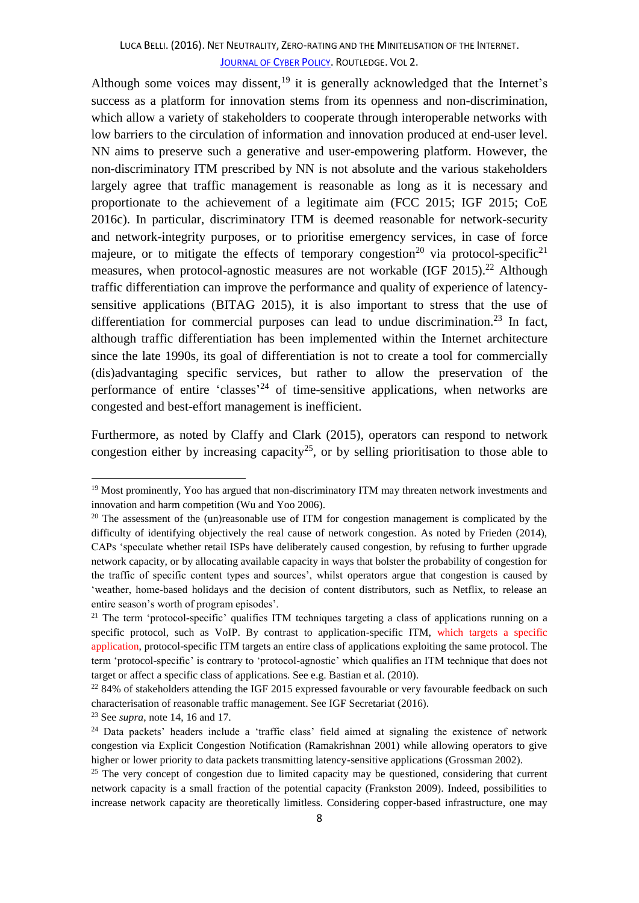Although some voices may dissent,[19] it is generally acknowledged that the Internet's success as a platform for innovation stems from its openness and non-discrimination, which allow a variety of stakeholders to cooperate through interoperable networks with low barriers to the circulation of information and innovation produced at end-user level. NN aims to preserve such a generative and user-empowering platform. However, the non-discriminatory ITM prescribed by NN is not absolute and the various stakeholders largely agree that traffic management is reasonable as long as it is necessary and proportionate to the achievement of a legitimate aim (FCC 2015; IGF 2015; CoE 2016c). In particular, discriminatory ITM is deemed reasonable for network-security and network-integrity purposes, or to prioritise emergency services, in case of force majeure, or to mitigate the effects of temporary congestion[20] via protocol-specific[21] measures, when protocol-agnostic measures are not workable (IGF 2015).[22] Although traffic differentiation can improve the performance and quality of experience of latency-sensitive applications (BITAG 2015), it is also important to stress that the use of differentiation for commercial purposes can lead to undue discrimination.[23] In fact, although traffic differentiation has been implemented within the Internet architecture since the late 1990s, its goal of differentiation is not to create a tool for commercially (dis)advantaging specific services, but rather to allow the preservation of the performance of entire 'classes'[24] of time-sensitive applications, when networks are congested and best-effort management is inefficient.

Furthermore, as noted by Claffy and Clark (2015), operators can respond to network congestion either by increasing capacity[25], or by selling prioritisation to those able to

---

[19] Most prominently, Yoo has argued that non-discriminatory ITM may threaten network investments and innovation and harm competition (Wu and Yoo 2006).

[20] The assessment of the (un)reasonable use of ITM for congestion management is complicated by the difficulty of identifying objectively the real cause of network congestion. As noted by Frieden (2014), CAPs 'speculate whether retail ISPs have deliberately caused congestion, by refusing to further upgrade network capacity, or by allocating available capacity in ways that bolster the probability of congestion for the traffic of specific content types and sources', whilst operators argue that congestion is caused by 'weather, home-based holidays and the decision of content distributors, such as Netflix, to release an entire season's worth of program episodes'.

[21] The term 'protocol-specific' qualifies ITM techniques targeting a class of applications running on a specific protocol, such as VoIP. By contrast to application-specific ITM, which targets a specific application, protocol-specific ITM targets an entire class of applications exploiting the same protocol. The term 'protocol-specific' is contrary to 'protocol-agnostic' which qualifies an ITM technique that does not target or affect a specific class of applications. See e.g. Bastian et al. (2010).

[22] 84% of stakeholders attending the IGF 2015 expressed favourable or very favourable feedback on such characterisation of reasonable traffic management. See IGF Secretariat (2016).

[23] See *supra*, note 14, 16 and 17.

[24] Data packets' headers include a 'traffic class' field aimed at signaling the existence of network congestion via Explicit Congestion Notification (Ramakrishnan 2001) while allowing operators to give higher or lower priority to data packets transmitting latency-sensitive applications (Grossman 2002).

[25] The very concept of congestion due to limited capacity may be questioned, considering that current network capacity is a small fraction of the potential capacity (Frankston 2009). Indeed, possibilities to increase network capacity are theoretically limitless. Considering copper-based infrastructure, one may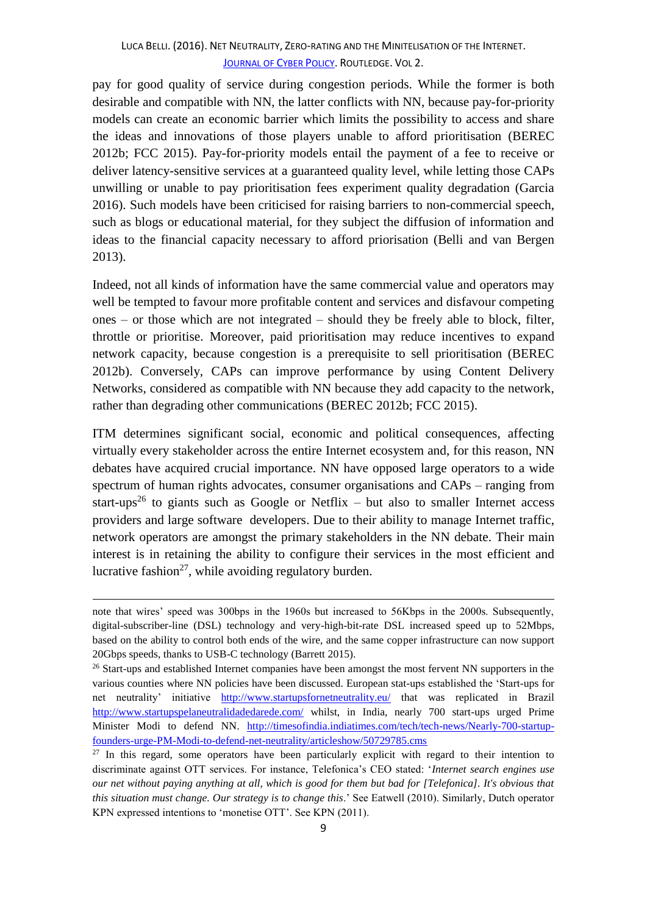pay for good quality of service during congestion periods. While the former is both desirable and compatible with NN, the latter conflicts with NN, because pay-for-priority models can create an economic barrier which limits the possibility to access and share the ideas and innovations of those players unable to afford prioritisation (BEREC 2012b; FCC 2015). Pay-for-priority models entail the payment of a fee to receive or deliver latency-sensitive services at a guaranteed quality level, while letting those CAPs unwilling or unable to pay prioritisation fees experiment quality degradation (Garcia 2016). Such models have been criticised for raising barriers to non-commercial speech, such as blogs or educational material, for they subject the diffusion of information and ideas to the financial capacity necessary to afford priorisation (Belli and van Bergen 2013).

Indeed, not all kinds of information have the same commercial value and operators may well be tempted to favour more profitable content and services and disfavour competing ones – or those which are not integrated – should they be freely able to block, filter, throttle or prioritise. Moreover, paid prioritisation may reduce incentives to expand network capacity, because congestion is a prerequisite to sell prioritisation (BEREC 2012b). Conversely, CAPs can improve performance by using Content Delivery Networks, considered as compatible with NN because they add capacity to the network, rather than degrading other communications (BEREC 2012b; FCC 2015).

ITM determines significant social, economic and political consequences, affecting virtually every stakeholder across the entire Internet ecosystem and, for this reason, NN debates have acquired crucial importance. NN have opposed large operators to a wide spectrum of human rights advocates, consumer organisations and CAPs – ranging from start-ups[26] to giants such as Google or Netflix – but also to smaller Internet access providers and large software developers. Due to their ability to manage Internet traffic, network operators are amongst the primary stakeholders in the NN debate. Their main interest is in retaining the ability to configure their services in the most efficient and lucrative fashion[27], while avoiding regulatory burden.

---

note that wires' speed was 300bps in the 1960s but increased to 56Kbps in the 2000s. Subsequently, digital-subscriber-line (DSL) technology and very-high-bit-rate DSL increased speed up to 52Mbps, based on the ability to control both ends of the wire, and the same copper infrastructure can now support 20Gbps speeds, thanks to USB-C technology (Barrett 2015).

[26] Start-ups and established Internet companies have been amongst the most fervent NN supporters in the various counties where NN policies have been discussed. European stat-ups established the 'Start-ups for net neutrality' initiative http://www.startupsfornetneutrality.eu/ that was replicated in Brazil http://www.startupspelaneutralidadedarede.com/ whilst, in India, nearly 700 start-ups urged Prime Minister Modi to defend NN. http://timesofindia.indiatimes.com/tech/tech-news/Nearly-700-startup-founders-urge-PM-Modi-to-defend-net-neutrality/articleshow/50729785.cms

[27] In this regard, some operators have been particularly explicit with regard to their intention to discriminate against OTT services. For instance, Telefonica's CEO stated: '*Internet search engines use our net without paying anything at all, which is good for them but bad for [Telefonica]. It's obvious that this situation must change. Our strategy is to change this*.' See Eatwell (2010). Similarly, Dutch operator KPN expressed intentions to 'monetise OTT'. See KPN (2011).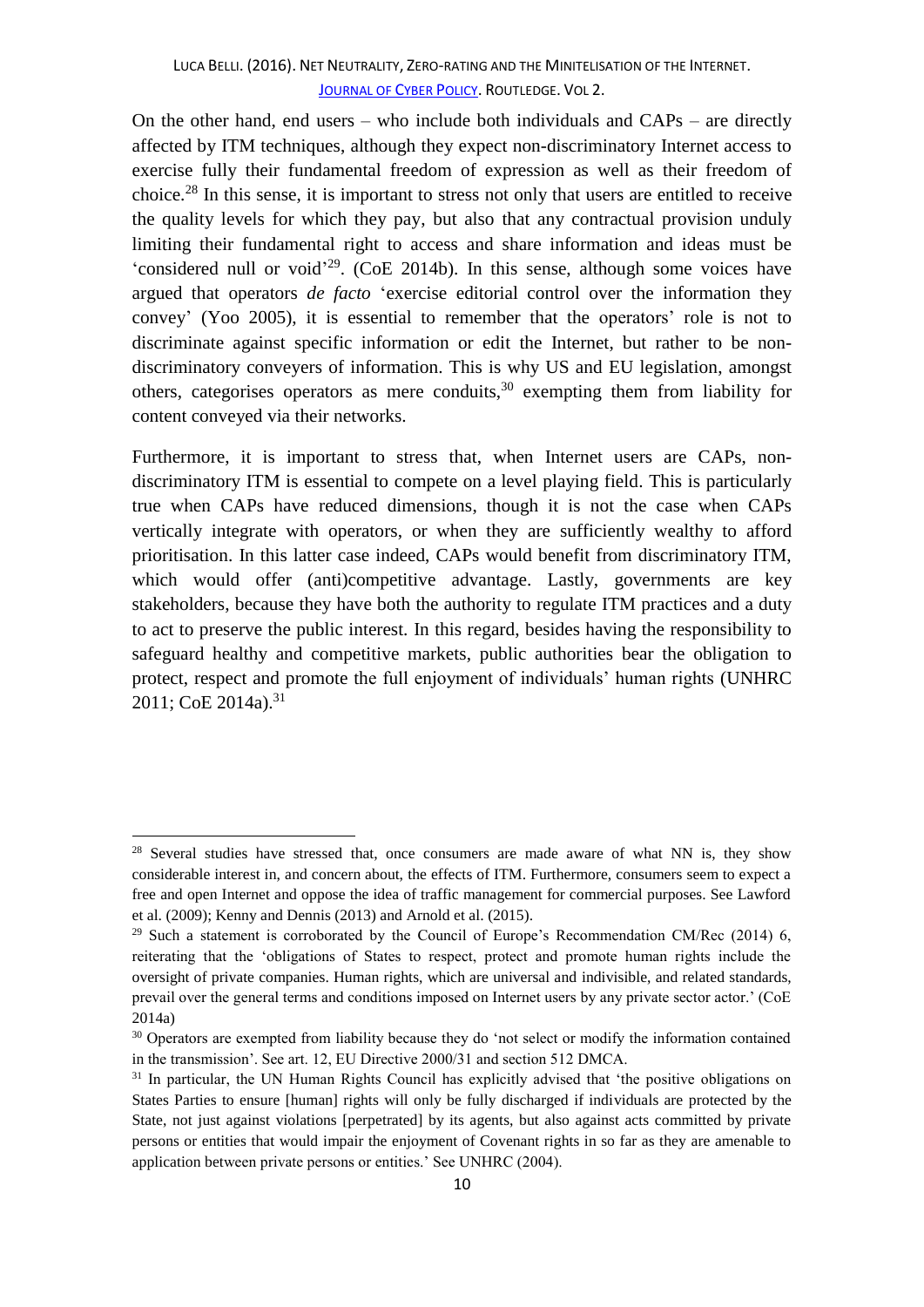On the other hand, end users – who include both individuals and CAPs – are directly affected by ITM techniques, although they expect non-discriminatory Internet access to exercise fully their fundamental freedom of expression as well as their freedom of choice.[28] In this sense, it is important to stress not only that users are entitled to receive the quality levels for which they pay, but also that any contractual provision unduly limiting their fundamental right to access and share information and ideas must be 'considered null or void'[29]. (CoE 2014b). In this sense, although some voices have argued that operators *de facto* 'exercise editorial control over the information they convey' (Yoo 2005), it is essential to remember that the operators' role is not to discriminate against specific information or edit the Internet, but rather to be non-discriminatory conveyers of information. This is why US and EU legislation, amongst others, categorises operators as mere conduits,[30] exempting them from liability for content conveyed via their networks.

Furthermore, it is important to stress that, when Internet users are CAPs, non-discriminatory ITM is essential to compete on a level playing field. This is particularly true when CAPs have reduced dimensions, though it is not the case when CAPs vertically integrate with operators, or when they are sufficiently wealthy to afford prioritisation. In this latter case indeed, CAPs would benefit from discriminatory ITM, which would offer (anti)competitive advantage. Lastly, governments are key stakeholders, because they have both the authority to regulate ITM practices and a duty to act to preserve the public interest. In this regard, besides having the responsibility to safeguard healthy and competitive markets, public authorities bear the obligation to protect, respect and promote the full enjoyment of individuals' human rights (UNHRC 2011; CoE 2014a).[31]

---

[28] Several studies have stressed that, once consumers are made aware of what NN is, they show considerable interest in, and concern about, the effects of ITM. Furthermore, consumers seem to expect a free and open Internet and oppose the idea of traffic management for commercial purposes. See Lawford et al. (2009); Kenny and Dennis (2013) and Arnold et al. (2015).

[29] Such a statement is corroborated by the Council of Europe's Recommendation CM/Rec (2014) 6, reiterating that the 'obligations of States to respect, protect and promote human rights include the oversight of private companies. Human rights, which are universal and indivisible, and related standards, prevail over the general terms and conditions imposed on Internet users by any private sector actor.' (CoE 2014a)

[30] Operators are exempted from liability because they do 'not select or modify the information contained in the transmission'. See art. 12, EU Directive 2000/31 and section 512 DMCA.

[31] In particular, the UN Human Rights Council has explicitly advised that 'the positive obligations on States Parties to ensure [human] rights will only be fully discharged if individuals are protected by the State, not just against violations [perpetrated] by its agents, but also against acts committed by private persons or entities that would impair the enjoyment of Covenant rights in so far as they are amenable to application between private persons or entities.' See UNHRC (2004).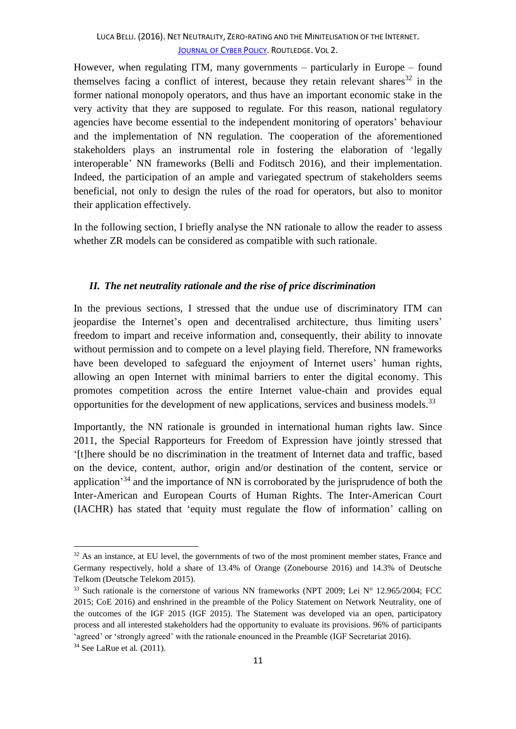However, when regulating ITM, many governments – particularly in Europe – found themselves facing a conflict of interest, because they retain relevant shares[32] in the former national monopoly operators, and thus have an important economic stake in the very activity that they are supposed to regulate. For this reason, national regulatory agencies have become essential to the independent monitoring of operators' behaviour and the implementation of NN regulation. The cooperation of the aforementioned stakeholders plays an instrumental role in fostering the elaboration of 'legally interoperable' NN frameworks (Belli and Foditsch 2016), and their implementation. Indeed, the participation of an ample and variegated spectrum of stakeholders seems beneficial, not only to design the rules of the road for operators, but also to monitor their application effectively.

In the following section, I briefly analyse the NN rationale to allow the reader to assess whether ZR models can be considered as compatible with such rationale.

## *II. The net neutrality rationale and the rise of price discrimination*

In the previous sections, I stressed that the undue use of discriminatory ITM can jeopardise the Internet's open and decentralised architecture, thus limiting users' freedom to impart and receive information and, consequently, their ability to innovate without permission and to compete on a level playing field. Therefore, NN frameworks have been developed to safeguard the enjoyment of Internet users' human rights, allowing an open Internet with minimal barriers to enter the digital economy. This promotes competition across the entire Internet value-chain and provides equal opportunities for the development of new applications, services and business models.[33]

Importantly, the NN rationale is grounded in international human rights law. Since 2011, the Special Rapporteurs for Freedom of Expression have jointly stressed that '[t]here should be no discrimination in the treatment of Internet data and traffic, based on the device, content, author, origin and/or destination of the content, service or application'[34] and the importance of NN is corroborated by the jurisprudence of both the Inter-American and European Courts of Human Rights. The Inter-American Court (IACHR) has stated that 'equity must regulate the flow of information' calling on

---

[32] As an instance, at EU level, the governments of two of the most prominent member states, France and Germany respectively, hold a share of 13.4% of Orange (Zonebourse 2016) and 14.3% of Deutsche Telkom (Deutsche Telekom 2015).

[33] Such rationale is the cornerstone of various NN frameworks (NPT 2009; Lei N° 12.965/2004; FCC 2015; CoE 2016) and enshrined in the preamble of the Policy Statement on Network Neutrality, one of the outcomes of the IGF 2015 (IGF 2015). The Statement was developed via an open, participatory process and all interested stakeholders had the opportunity to evaluate its provisions. 96% of participants 'agreed' or 'strongly agreed' with the rationale enounced in the Preamble (IGF Secretariat 2016).

[34] See LaRue et al. (2011).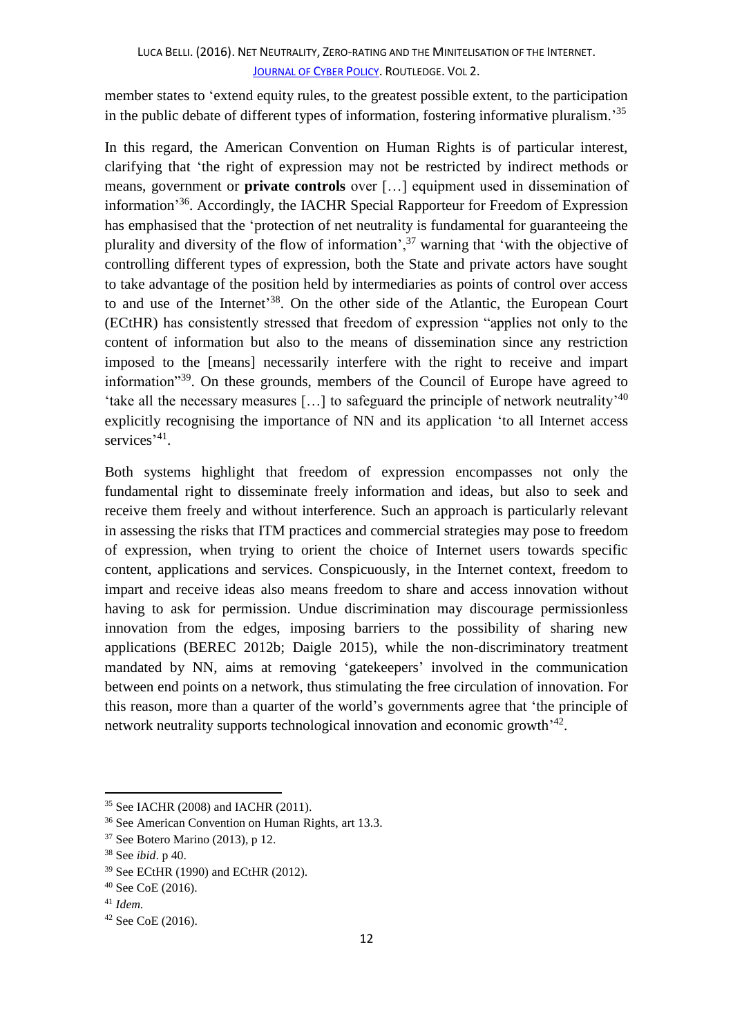member states to 'extend equity rules, to the greatest possible extent, to the participation in the public debate of different types of information, fostering informative pluralism.'[35]

In this regard, the American Convention on Human Rights is of particular interest, clarifying that 'the right of expression may not be restricted by indirect methods or means, government or **private controls** over […] equipment used in dissemination of information'[36]. Accordingly, the IACHR Special Rapporteur for Freedom of Expression has emphasised that the 'protection of net neutrality is fundamental for guaranteeing the plurality and diversity of the flow of information',[37] warning that 'with the objective of controlling different types of expression, both the State and private actors have sought to take advantage of the position held by intermediaries as points of control over access to and use of the Internet'[38]. On the other side of the Atlantic, the European Court (ECtHR) has consistently stressed that freedom of expression "applies not only to the content of information but also to the means of dissemination since any restriction imposed to the [means] necessarily interfere with the right to receive and impart information"[39]. On these grounds, members of the Council of Europe have agreed to 'take all the necessary measures […] to safeguard the principle of network neutrality'[40] explicitly recognising the importance of NN and its application 'to all Internet access services'[41].

Both systems highlight that freedom of expression encompasses not only the fundamental right to disseminate freely information and ideas, but also to seek and receive them freely and without interference. Such an approach is particularly relevant in assessing the risks that ITM practices and commercial strategies may pose to freedom of expression, when trying to orient the choice of Internet users towards specific content, applications and services. Conspicuously, in the Internet context, freedom to impart and receive ideas also means freedom to share and access innovation without having to ask for permission. Undue discrimination may discourage permissionless innovation from the edges, imposing barriers to the possibility of sharing new applications (BEREC 2012b; Daigle 2015), while the non-discriminatory treatment mandated by NN, aims at removing 'gatekeepers' involved in the communication between end points on a network, thus stimulating the free circulation of innovation. For this reason, more than a quarter of the world's governments agree that 'the principle of network neutrality supports technological innovation and economic growth'[42].

---

[35] See IACHR (2008) and IACHR (2011).

[36] See American Convention on Human Rights, art 13.3.

[37] See Botero Marino (2013), p 12.

[38] See *ibid*. p 40.

[39] See ECtHR (1990) and ECtHR (2012).

[40] See CoE (2016).

[41] *Idem*.

[42] See CoE (2016).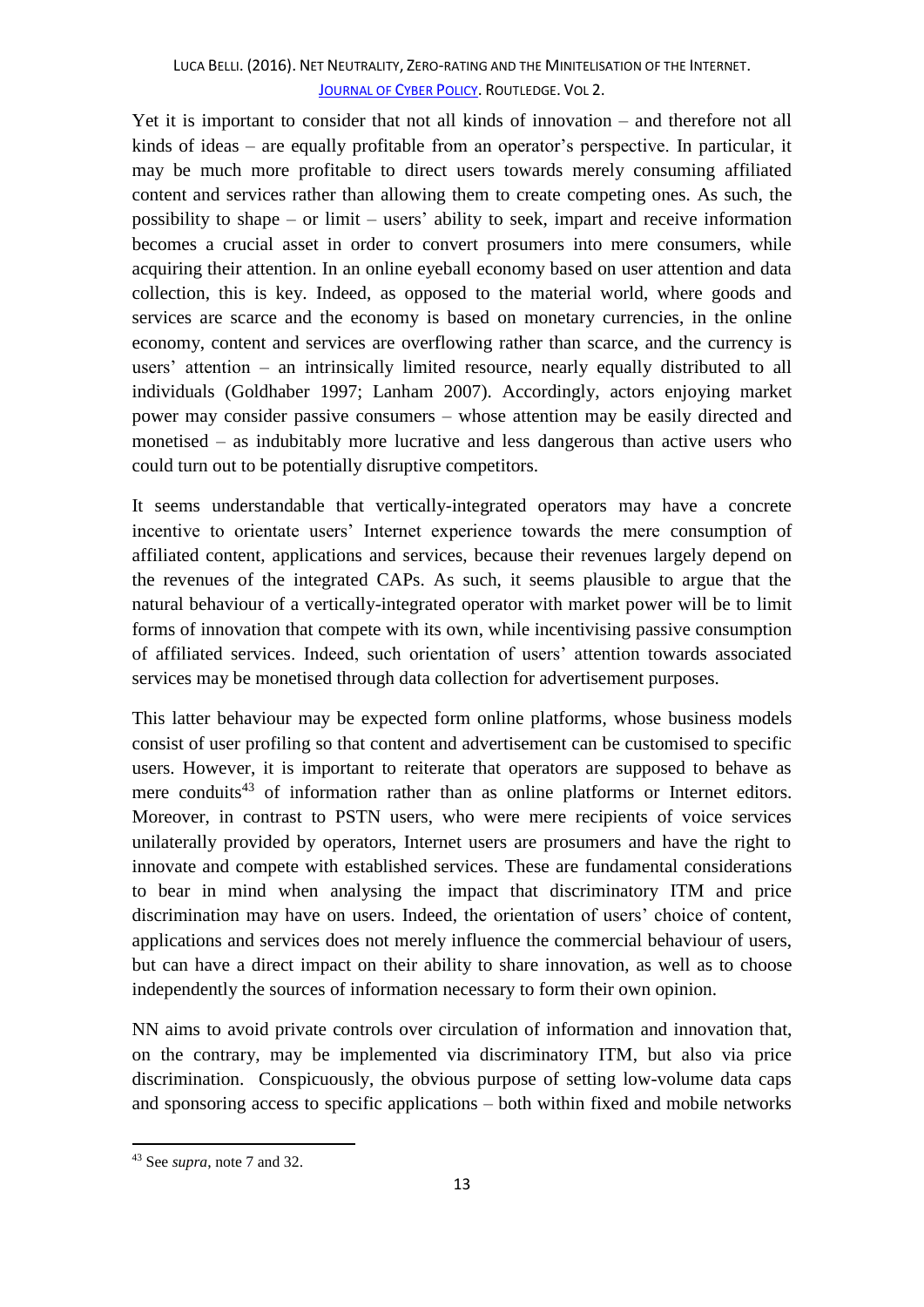Yet it is important to consider that not all kinds of innovation – and therefore not all kinds of ideas – are equally profitable from an operator's perspective. In particular, it may be much more profitable to direct users towards merely consuming affiliated content and services rather than allowing them to create competing ones. As such, the possibility to shape – or limit – users' ability to seek, impart and receive information becomes a crucial asset in order to convert prosumers into mere consumers, while acquiring their attention. In an online eyeball economy based on user attention and data collection, this is key. Indeed, as opposed to the material world, where goods and services are scarce and the economy is based on monetary currencies, in the online economy, content and services are overflowing rather than scarce, and the currency is users' attention – an intrinsically limited resource, nearly equally distributed to all individuals (Goldhaber 1997; Lanham 2007). Accordingly, actors enjoying market power may consider passive consumers – whose attention may be easily directed and monetised – as indubitably more lucrative and less dangerous than active users who could turn out to be potentially disruptive competitors.

It seems understandable that vertically-integrated operators may have a concrete incentive to orientate users' Internet experience towards the mere consumption of affiliated content, applications and services, because their revenues largely depend on the revenues of the integrated CAPs. As such, it seems plausible to argue that the natural behaviour of a vertically-integrated operator with market power will be to limit forms of innovation that compete with its own, while incentivising passive consumption of affiliated services. Indeed, such orientation of users' attention towards associated services may be monetised through data collection for advertisement purposes.

This latter behaviour may be expected form online platforms, whose business models consist of user profiling so that content and advertisement can be customised to specific users. However, it is important to reiterate that operators are supposed to behave as mere conduits[43] of information rather than as online platforms or Internet editors. Moreover, in contrast to PSTN users, who were mere recipients of voice services unilaterally provided by operators, Internet users are prosumers and have the right to innovate and compete with established services. These are fundamental considerations to bear in mind when analysing the impact that discriminatory ITM and price discrimination may have on users. Indeed, the orientation of users' choice of content, applications and services does not merely influence the commercial behaviour of users, but can have a direct impact on their ability to share innovation, as well as to choose independently the sources of information necessary to form their own opinion.

NN aims to avoid private controls over circulation of information and innovation that, on the contrary, may be implemented via discriminatory ITM, but also via price discrimination. Conspicuously, the obvious purpose of setting low-volume data caps and sponsoring access to specific applications – both within fixed and mobile networks

[43] See *supra*, note 7 and 32.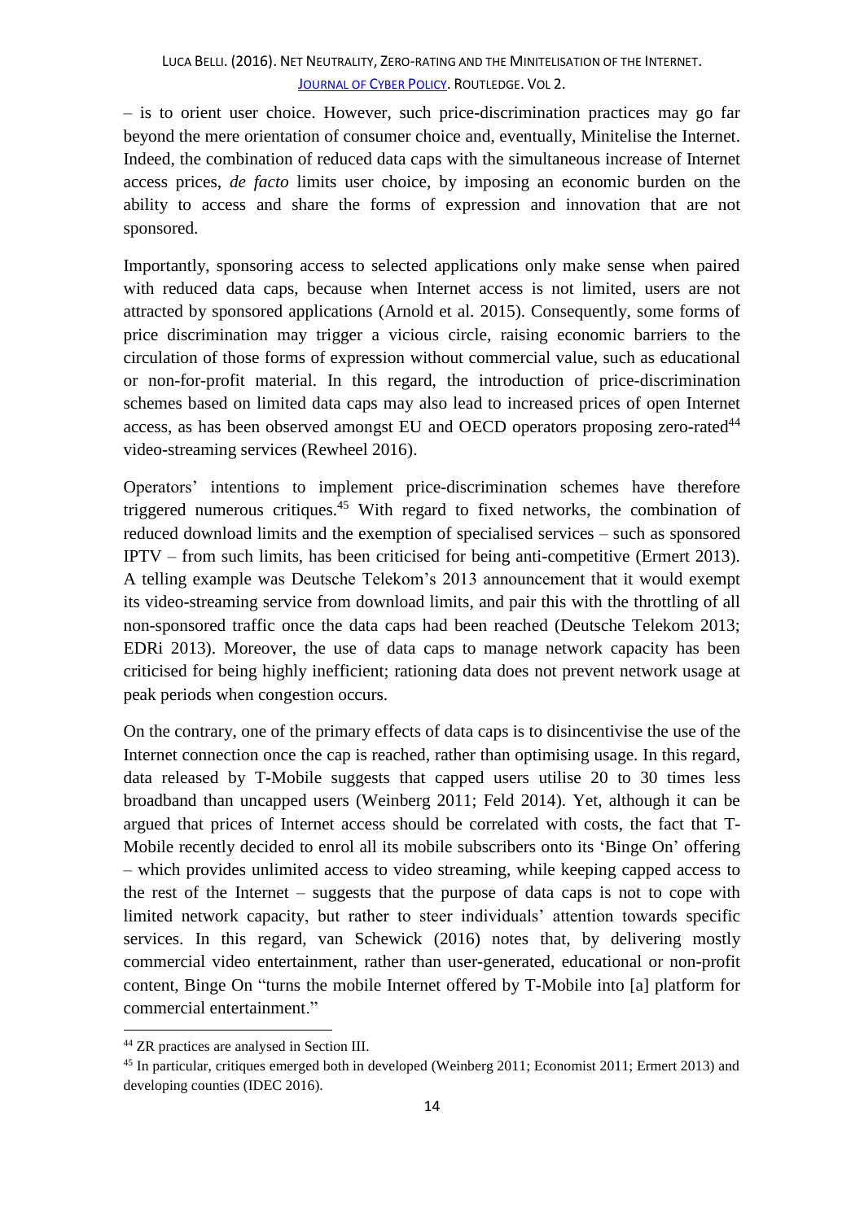– is to orient user choice. However, such price-discrimination practices may go far beyond the mere orientation of consumer choice and, eventually, Minitelise the Internet. Indeed, the combination of reduced data caps with the simultaneous increase of Internet access prices, *de facto* limits user choice, by imposing an economic burden on the ability to access and share the forms of expression and innovation that are not sponsored.

Importantly, sponsoring access to selected applications only make sense when paired with reduced data caps, because when Internet access is not limited, users are not attracted by sponsored applications (Arnold et al. 2015). Consequently, some forms of price discrimination may trigger a vicious circle, raising economic barriers to the circulation of those forms of expression without commercial value, such as educational or non-for-profit material. In this regard, the introduction of price-discrimination schemes based on limited data caps may also lead to increased prices of open Internet access, as has been observed amongst EU and OECD operators proposing zero-rated[44] video-streaming services (Rewheel 2016).

Operators' intentions to implement price-discrimination schemes have therefore triggered numerous critiques.[45] With regard to fixed networks, the combination of reduced download limits and the exemption of specialised services – such as sponsored IPTV – from such limits, has been criticised for being anti-competitive (Ermert 2013). A telling example was Deutsche Telekom's 2013 announcement that it would exempt its video-streaming service from download limits, and pair this with the throttling of all non-sponsored traffic once the data caps had been reached (Deutsche Telekom 2013; EDRi 2013). Moreover, the use of data caps to manage network capacity has been criticised for being highly inefficient; rationing data does not prevent network usage at peak periods when congestion occurs.

On the contrary, one of the primary effects of data caps is to disincentivise the use of the Internet connection once the cap is reached, rather than optimising usage. In this regard, data released by T-Mobile suggests that capped users utilise 20 to 30 times less broadband than uncapped users (Weinberg 2011; Feld 2014). Yet, although it can be argued that prices of Internet access should be correlated with costs, the fact that T-Mobile recently decided to enrol all its mobile subscribers onto its 'Binge On' offering – which provides unlimited access to video streaming, while keeping capped access to the rest of the Internet – suggests that the purpose of data caps is not to cope with limited network capacity, but rather to steer individuals' attention towards specific services. In this regard, van Schewick (2016) notes that, by delivering mostly commercial video entertainment, rather than user-generated, educational or non-profit content, Binge On "turns the mobile Internet offered by T-Mobile into [a] platform for commercial entertainment."

---

[44] ZR practices are analysed in Section III.

[45] In particular, critiques emerged both in developed (Weinberg 2011; Economist 2011; Ermert 2013) and developing counties (IDEC 2016).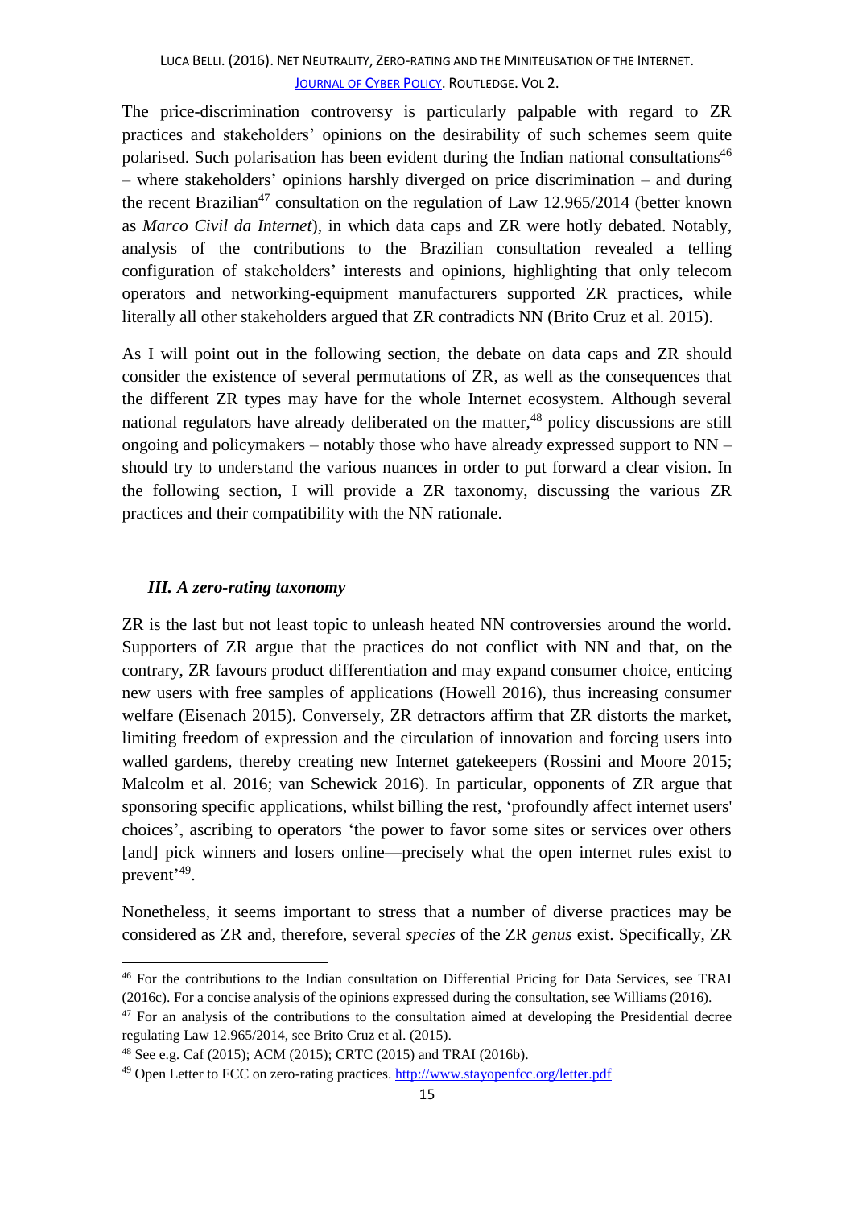The price-discrimination controversy is particularly palpable with regard to ZR practices and stakeholders' opinions on the desirability of such schemes seem quite polarised. Such polarisation has been evident during the Indian national consultations[46] – where stakeholders' opinions harshly diverged on price discrimination – and during the recent Brazilian[47] consultation on the regulation of Law 12.965/2014 (better known as *Marco Civil da Internet*), in which data caps and ZR were hotly debated. Notably, analysis of the contributions to the Brazilian consultation revealed a telling configuration of stakeholders' interests and opinions, highlighting that only telecom operators and networking-equipment manufacturers supported ZR practices, while literally all other stakeholders argued that ZR contradicts NN (Brito Cruz et al. 2015).

As I will point out in the following section, the debate on data caps and ZR should consider the existence of several permutations of ZR, as well as the consequences that the different ZR types may have for the whole Internet ecosystem. Although several national regulators have already deliberated on the matter,[48] policy discussions are still ongoing and policymakers – notably those who have already expressed support to NN – should try to understand the various nuances in order to put forward a clear vision. In the following section, I will provide a ZR taxonomy, discussing the various ZR practices and their compatibility with the NN rationale.

### *III. A zero-rating taxonomy*

ZR is the last but not least topic to unleash heated NN controversies around the world. Supporters of ZR argue that the practices do not conflict with NN and that, on the contrary, ZR favours product differentiation and may expand consumer choice, enticing new users with free samples of applications (Howell 2016), thus increasing consumer welfare (Eisenach 2015). Conversely, ZR detractors affirm that ZR distorts the market, limiting freedom of expression and the circulation of innovation and forcing users into walled gardens, thereby creating new Internet gatekeepers (Rossini and Moore 2015; Malcolm et al. 2016; van Schewick 2016). In particular, opponents of ZR argue that sponsoring specific applications, whilst billing the rest, 'profoundly affect internet users' choices', ascribing to operators 'the power to favor some sites or services over others [and] pick winners and losers online—precisely what the open internet rules exist to prevent'[49].

Nonetheless, it seems important to stress that a number of diverse practices may be considered as ZR and, therefore, several *species* of the ZR *genus* exist. Specifically, ZR

---

[46] For the contributions to the Indian consultation on Differential Pricing for Data Services, see TRAI (2016c). For a concise analysis of the opinions expressed during the consultation, see Williams (2016).

[47] For an analysis of the contributions to the consultation aimed at developing the Presidential decree regulating Law 12.965/2014, see Brito Cruz et al. (2015).

[48] See e.g. Caf (2015); ACM (2015); CRTC (2015) and TRAI (2016b).

[49] Open Letter to FCC on zero-rating practices. http://www.stayopenfcc.org/letter.pdf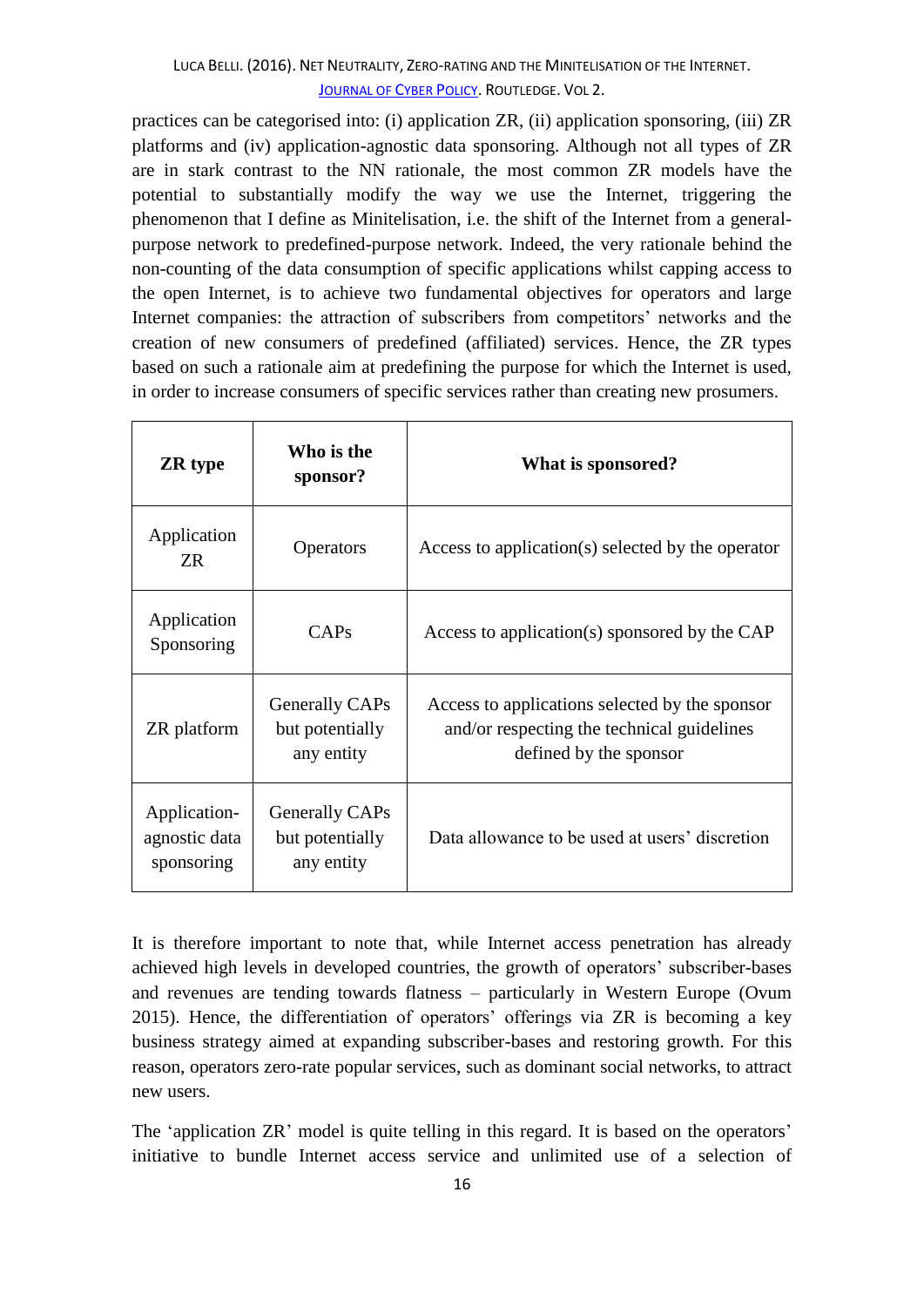practices can be categorised into: (i) application ZR, (ii) application sponsoring, (iii) ZR platforms and (iv) application-agnostic data sponsoring. Although not all types of ZR are in stark contrast to the NN rationale, the most common ZR models have the potential to substantially modify the way we use the Internet, triggering the phenomenon that I define as Minitelisation, i.e. the shift of the Internet from a general-purpose network to predefined-purpose network. Indeed, the very rationale behind the non-counting of the data consumption of specific applications whilst capping access to the open Internet, is to achieve two fundamental objectives for operators and large Internet companies: the attraction of subscribers from competitors' networks and the creation of new consumers of predefined (affiliated) services. Hence, the ZR types based on such a rationale aim at predefining the purpose for which the Internet is used, in order to increase consumers of specific services rather than creating new prosumers.

| ZR type | Who is the sponsor? | What is sponsored? |
|---|---|---|
| Application ZR | Operators | Access to application(s) selected by the operator |
| Application Sponsoring | CAPs | Access to application(s) sponsored by the CAP |
| ZR platform | Generally CAPs but potentially any entity | Access to applications selected by the sponsor and/or respecting the technical guidelines defined by the sponsor |
| Application-agnostic data sponsoring | Generally CAPs but potentially any entity | Data allowance to be used at users' discretion |

It is therefore important to note that, while Internet access penetration has already achieved high levels in developed countries, the growth of operators' subscriber-bases and revenues are tending towards flatness – particularly in Western Europe (Ovum 2015). Hence, the differentiation of operators' offerings via ZR is becoming a key business strategy aimed at expanding subscriber-bases and restoring growth. For this reason, operators zero-rate popular services, such as dominant social networks, to attract new users.

The 'application ZR' model is quite telling in this regard. It is based on the operators' initiative to bundle Internet access service and unlimited use of a selection of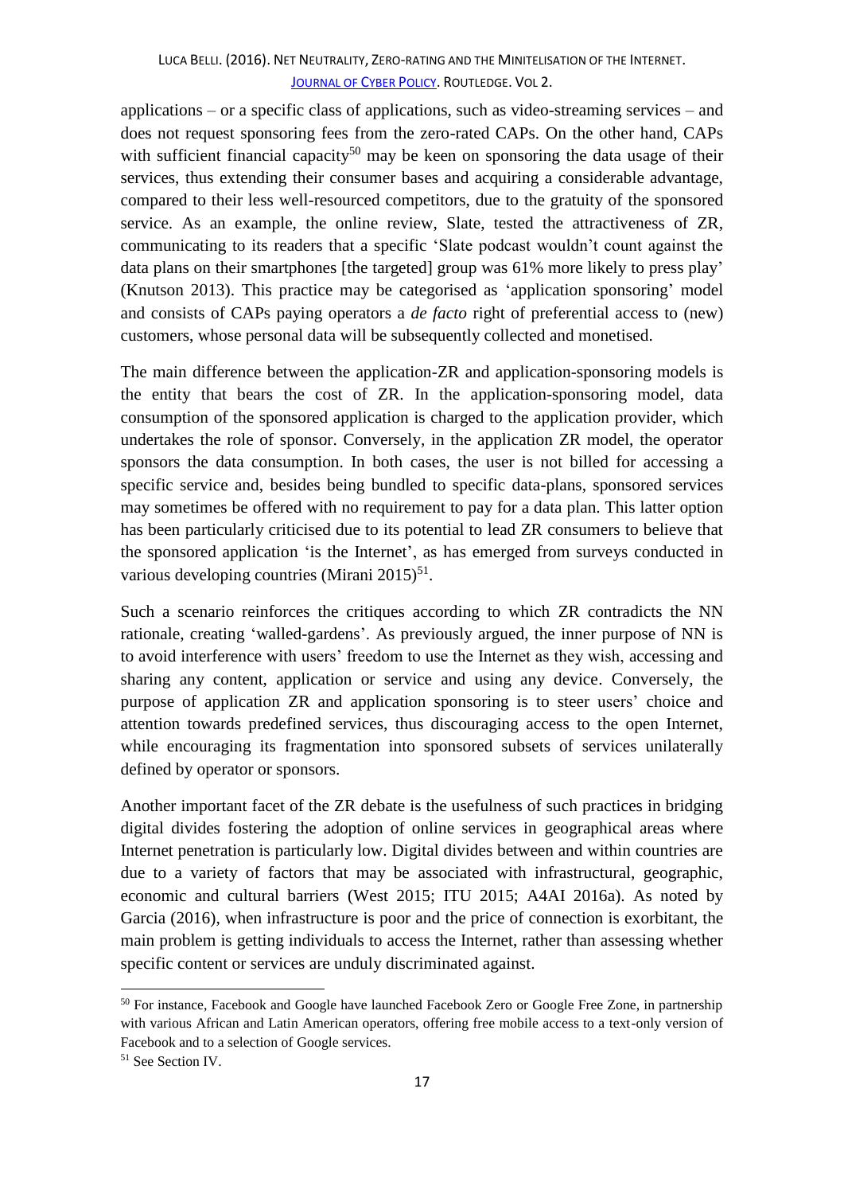applications – or a specific class of applications, such as video-streaming services – and does not request sponsoring fees from the zero-rated CAPs. On the other hand, CAPs with sufficient financial capacity[50] may be keen on sponsoring the data usage of their services, thus extending their consumer bases and acquiring a considerable advantage, compared to their less well-resourced competitors, due to the gratuity of the sponsored service. As an example, the online review, Slate, tested the attractiveness of ZR, communicating to its readers that a specific 'Slate podcast wouldn't count against the data plans on their smartphones [the targeted] group was 61% more likely to press play' (Knutson 2013). This practice may be categorised as 'application sponsoring' model and consists of CAPs paying operators a *de facto* right of preferential access to (new) customers, whose personal data will be subsequently collected and monetised.

The main difference between the application-ZR and application-sponsoring models is the entity that bears the cost of ZR. In the application-sponsoring model, data consumption of the sponsored application is charged to the application provider, which undertakes the role of sponsor. Conversely, in the application ZR model, the operator sponsors the data consumption. In both cases, the user is not billed for accessing a specific service and, besides being bundled to specific data-plans, sponsored services may sometimes be offered with no requirement to pay for a data plan. This latter option has been particularly criticised due to its potential to lead ZR consumers to believe that the sponsored application 'is the Internet', as has emerged from surveys conducted in various developing countries (Mirani 2015)[51].

Such a scenario reinforces the critiques according to which ZR contradicts the NN rationale, creating 'walled-gardens'. As previously argued, the inner purpose of NN is to avoid interference with users' freedom to use the Internet as they wish, accessing and sharing any content, application or service and using any device. Conversely, the purpose of application ZR and application sponsoring is to steer users' choice and attention towards predefined services, thus discouraging access to the open Internet, while encouraging its fragmentation into sponsored subsets of services unilaterally defined by operator or sponsors.

Another important facet of the ZR debate is the usefulness of such practices in bridging digital divides fostering the adoption of online services in geographical areas where Internet penetration is particularly low. Digital divides between and within countries are due to a variety of factors that may be associated with infrastructural, geographic, economic and cultural barriers (West 2015; ITU 2015; A4AI 2016a). As noted by Garcia (2016), when infrastructure is poor and the price of connection is exorbitant, the main problem is getting individuals to access the Internet, rather than assessing whether specific content or services are unduly discriminated against.

---

[50] For instance, Facebook and Google have launched Facebook Zero or Google Free Zone, in partnership with various African and Latin American operators, offering free mobile access to a text-only version of Facebook and to a selection of Google services.

[51] See Section IV.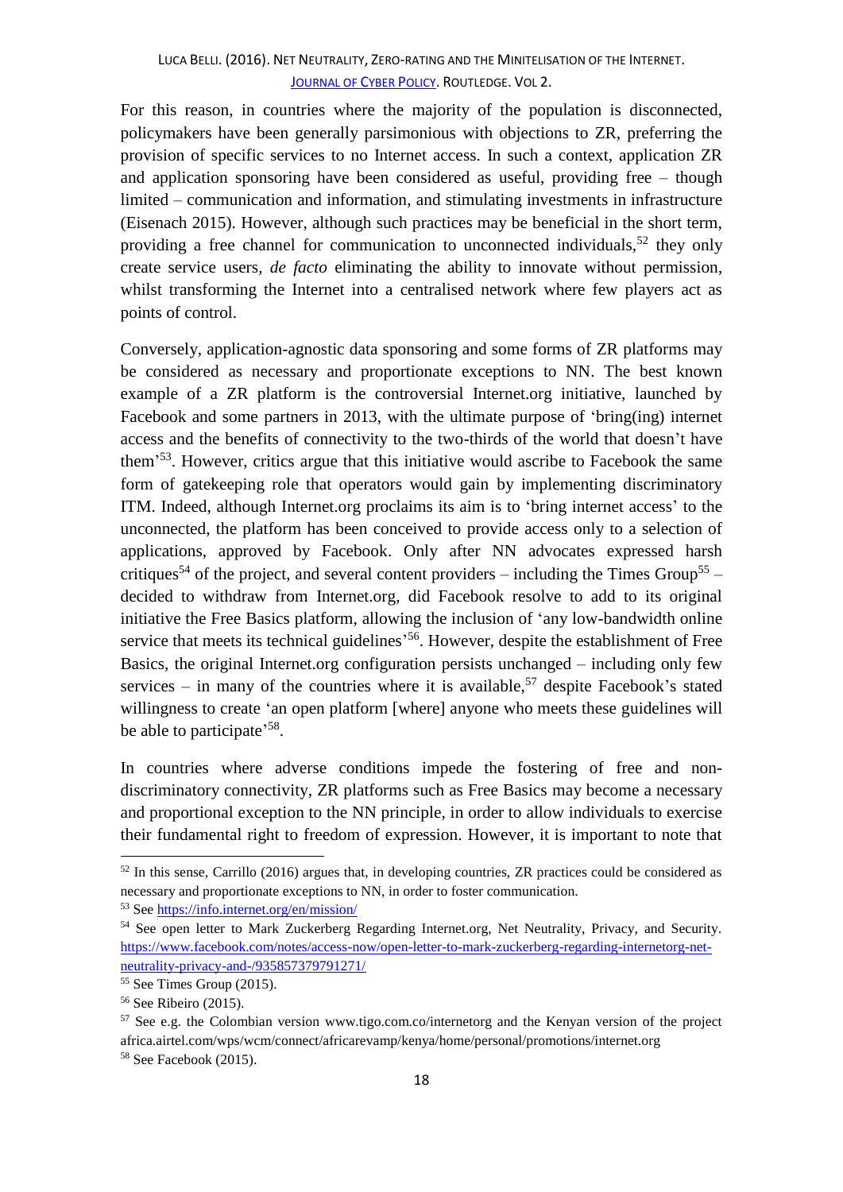For this reason, in countries where the majority of the population is disconnected, policymakers have been generally parsimonious with objections to ZR, preferring the provision of specific services to no Internet access. In such a context, application ZR and application sponsoring have been considered as useful, providing free – though limited – communication and information, and stimulating investments in infrastructure (Eisenach 2015). However, although such practices may be beneficial in the short term, providing a free channel for communication to unconnected individuals,[52] they only create service users, *de facto* eliminating the ability to innovate without permission, whilst transforming the Internet into a centralised network where few players act as points of control.

Conversely, application-agnostic data sponsoring and some forms of ZR platforms may be considered as necessary and proportionate exceptions to NN. The best known example of a ZR platform is the controversial Internet.org initiative, launched by Facebook and some partners in 2013, with the ultimate purpose of 'bring(ing) internet access and the benefits of connectivity to the two-thirds of the world that doesn't have them'[53]. However, critics argue that this initiative would ascribe to Facebook the same form of gatekeeping role that operators would gain by implementing discriminatory ITM. Indeed, although Internet.org proclaims its aim is to 'bring internet access' to the unconnected, the platform has been conceived to provide access only to a selection of applications, approved by Facebook. Only after NN advocates expressed harsh critiques[54] of the project, and several content providers – including the Times Group[55] – decided to withdraw from Internet.org, did Facebook resolve to add to its original initiative the Free Basics platform, allowing the inclusion of 'any low-bandwidth online service that meets its technical guidelines'[56]. However, despite the establishment of Free Basics, the original Internet.org configuration persists unchanged – including only few services – in many of the countries where it is available,[57] despite Facebook's stated willingness to create 'an open platform [where] anyone who meets these guidelines will be able to participate'[58].

In countries where adverse conditions impede the fostering of free and non-discriminatory connectivity, ZR platforms such as Free Basics may become a necessary and proportional exception to the NN principle, in order to allow individuals to exercise their fundamental right to freedom of expression. However, it is important to note that

---

[52] In this sense, Carrillo (2016) argues that, in developing countries, ZR practices could be considered as necessary and proportionate exceptions to NN, in order to foster communication.

[53] See https://info.internet.org/en/mission/

[54] See open letter to Mark Zuckerberg Regarding Internet.org, Net Neutrality, Privacy, and Security. https://www.facebook.com/notes/access-now/open-letter-to-mark-zuckerberg-regarding-internetorg-net-neutrality-privacy-and-/935857379791271/

[55] See Times Group (2015).

[56] See Ribeiro (2015).

[57] See e.g. the Colombian version www.tigo.com.co/internetorg and the Kenyan version of the project africa.airtel.com/wps/wcm/connect/africarevamp/kenya/home/personal/promotions/internet.org

[58] See Facebook (2015).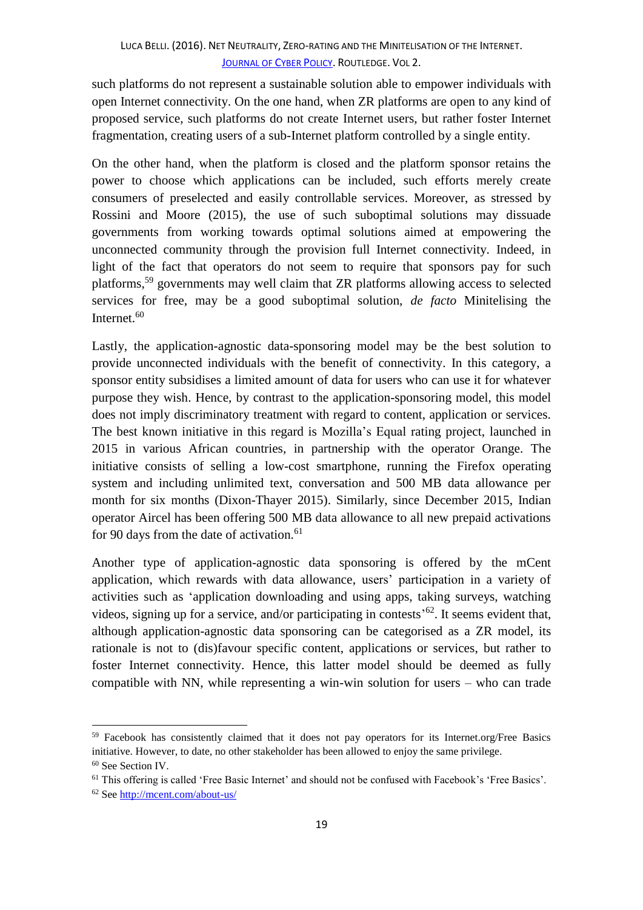such platforms do not represent a sustainable solution able to empower individuals with open Internet connectivity. On the one hand, when ZR platforms are open to any kind of proposed service, such platforms do not create Internet users, but rather foster Internet fragmentation, creating users of a sub-Internet platform controlled by a single entity.

On the other hand, when the platform is closed and the platform sponsor retains the power to choose which applications can be included, such efforts merely create consumers of preselected and easily controllable services. Moreover, as stressed by Rossini and Moore (2015), the use of such suboptimal solutions may dissuade governments from working towards optimal solutions aimed at empowering the unconnected community through the provision full Internet connectivity. Indeed, in light of the fact that operators do not seem to require that sponsors pay for such platforms,[59] governments may well claim that ZR platforms allowing access to selected services for free, may be a good suboptimal solution, *de facto* Minitelising the Internet.[60]

Lastly, the application-agnostic data-sponsoring model may be the best solution to provide unconnected individuals with the benefit of connectivity. In this category, a sponsor entity subsidises a limited amount of data for users who can use it for whatever purpose they wish. Hence, by contrast to the application-sponsoring model, this model does not imply discriminatory treatment with regard to content, application or services. The best known initiative in this regard is Mozilla's Equal rating project, launched in 2015 in various African countries, in partnership with the operator Orange. The initiative consists of selling a low-cost smartphone, running the Firefox operating system and including unlimited text, conversation and 500 MB data allowance per month for six months (Dixon-Thayer 2015). Similarly, since December 2015, Indian operator Aircel has been offering 500 MB data allowance to all new prepaid activations for 90 days from the date of activation.[61]

Another type of application-agnostic data sponsoring is offered by the mCent application, which rewards with data allowance, users' participation in a variety of activities such as 'application downloading and using apps, taking surveys, watching videos, signing up for a service, and/or participating in contests'[62]. It seems evident that, although application-agnostic data sponsoring can be categorised as a ZR model, its rationale is not to (dis)favour specific content, applications or services, but rather to foster Internet connectivity. Hence, this latter model should be deemed as fully compatible with NN, while representing a win-win solution for users – who can trade

---

[59] Facebook has consistently claimed that it does not pay operators for its Internet.org/Free Basics initiative. However, to date, no other stakeholder has been allowed to enjoy the same privilege.

[60] See Section IV.

[61] This offering is called 'Free Basic Internet' and should not be confused with Facebook's 'Free Basics'.

[62] See http://mcent.com/about-us/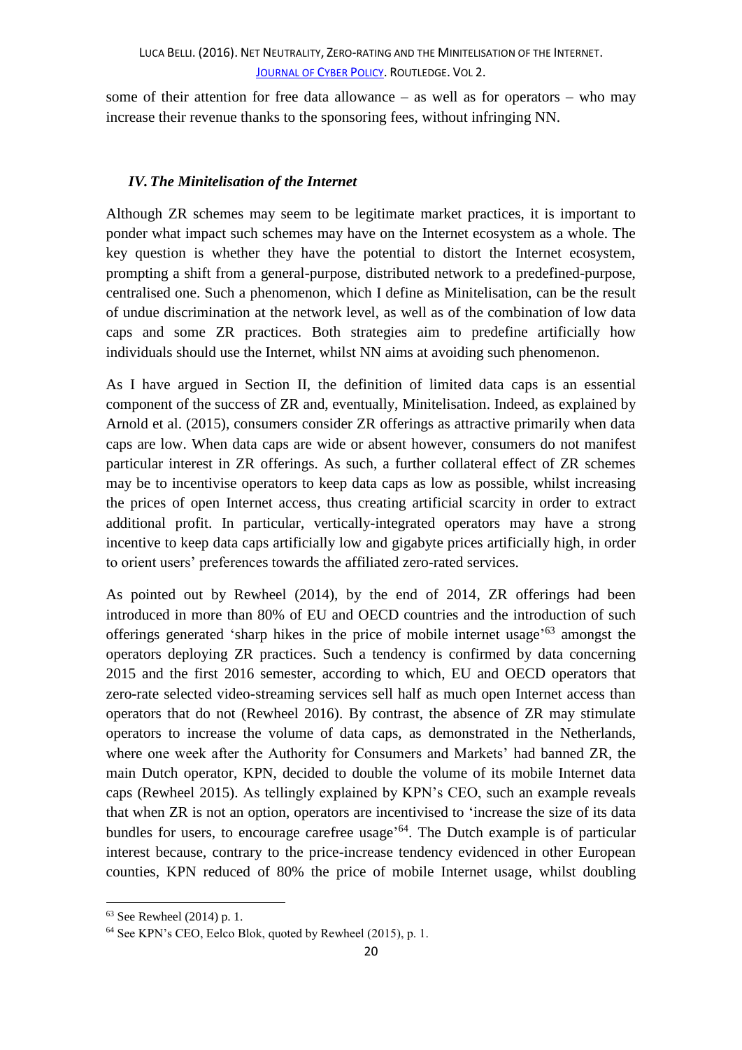some of their attention for free data allowance – as well as for operators – who may increase their revenue thanks to the sponsoring fees, without infringing NN.

## *IV. The Minitelisation of the Internet*

Although ZR schemes may seem to be legitimate market practices, it is important to ponder what impact such schemes may have on the Internet ecosystem as a whole. The key question is whether they have the potential to distort the Internet ecosystem, prompting a shift from a general-purpose, distributed network to a predefined-purpose, centralised one. Such a phenomenon, which I define as Minitelisation, can be the result of undue discrimination at the network level, as well as of the combination of low data caps and some ZR practices. Both strategies aim to predefine artificially how individuals should use the Internet, whilst NN aims at avoiding such phenomenon.

As I have argued in Section II, the definition of limited data caps is an essential component of the success of ZR and, eventually, Minitelisation. Indeed, as explained by Arnold et al. (2015), consumers consider ZR offerings as attractive primarily when data caps are low. When data caps are wide or absent however, consumers do not manifest particular interest in ZR offerings. As such, a further collateral effect of ZR schemes may be to incentivise operators to keep data caps as low as possible, whilst increasing the prices of open Internet access, thus creating artificial scarcity in order to extract additional profit. In particular, vertically-integrated operators may have a strong incentive to keep data caps artificially low and gigabyte prices artificially high, in order to orient users' preferences towards the affiliated zero-rated services.

As pointed out by Rewheel (2014), by the end of 2014, ZR offerings had been introduced in more than 80% of EU and OECD countries and the introduction of such offerings generated 'sharp hikes in the price of mobile internet usage'[63] amongst the operators deploying ZR practices. Such a tendency is confirmed by data concerning 2015 and the first 2016 semester, according to which, EU and OECD operators that zero-rate selected video-streaming services sell half as much open Internet access than operators that do not (Rewheel 2016). By contrast, the absence of ZR may stimulate operators to increase the volume of data caps, as demonstrated in the Netherlands, where one week after the Authority for Consumers and Markets' had banned ZR, the main Dutch operator, KPN, decided to double the volume of its mobile Internet data caps (Rewheel 2015). As tellingly explained by KPN's CEO, such an example reveals that when ZR is not an option, operators are incentivised to 'increase the size of its data bundles for users, to encourage carefree usage'[64]. The Dutch example is of particular interest because, contrary to the price-increase tendency evidenced in other European counties, KPN reduced of 80% the price of mobile Internet usage, whilst doubling

[63] See Rewheel (2014) p. 1.

[64] See KPN's CEO, Eelco Blok, quoted by Rewheel (2015), p. 1.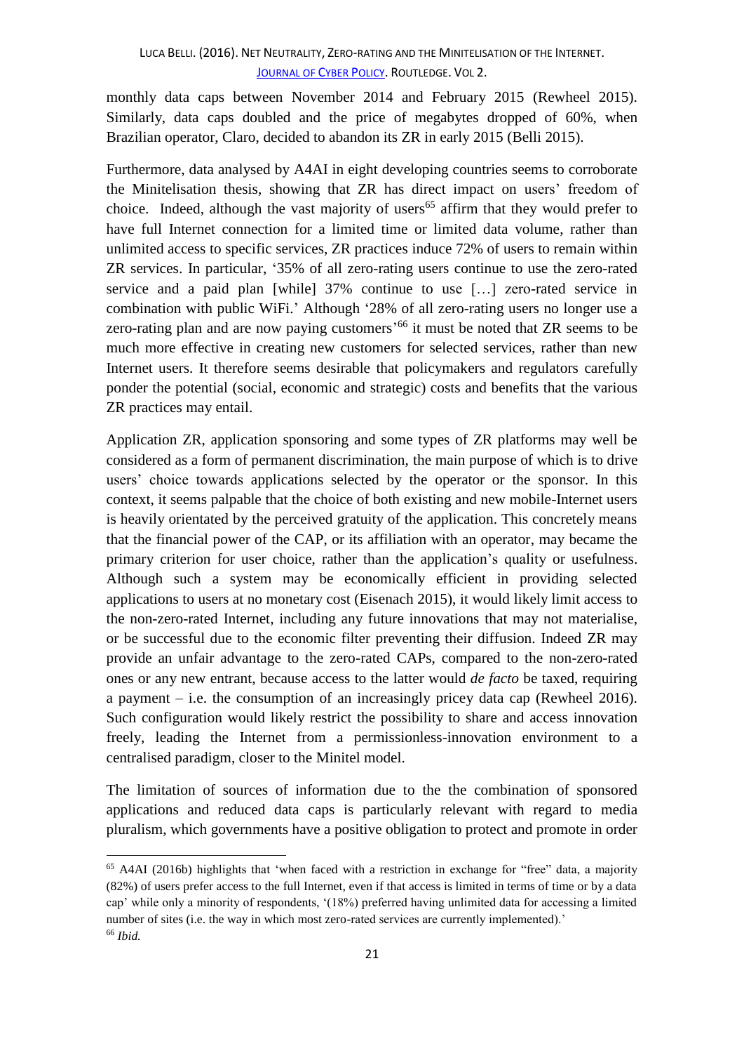monthly data caps between November 2014 and February 2015 (Rewheel 2015). Similarly, data caps doubled and the price of megabytes dropped of 60%, when Brazilian operator, Claro, decided to abandon its ZR in early 2015 (Belli 2015).

Furthermore, data analysed by A4AI in eight developing countries seems to corroborate the Minitelisation thesis, showing that ZR has direct impact on users' freedom of choice. Indeed, although the vast majority of users[65] affirm that they would prefer to have full Internet connection for a limited time or limited data volume, rather than unlimited access to specific services, ZR practices induce 72% of users to remain within ZR services. In particular, '35% of all zero-rating users continue to use the zero-rated service and a paid plan [while] 37% continue to use […] zero-rated service in combination with public WiFi.' Although '28% of all zero-rating users no longer use a zero-rating plan and are now paying customers'[66] it must be noted that ZR seems to be much more effective in creating new customers for selected services, rather than new Internet users. It therefore seems desirable that policymakers and regulators carefully ponder the potential (social, economic and strategic) costs and benefits that the various ZR practices may entail.

Application ZR, application sponsoring and some types of ZR platforms may well be considered as a form of permanent discrimination, the main purpose of which is to drive users' choice towards applications selected by the operator or the sponsor. In this context, it seems palpable that the choice of both existing and new mobile-Internet users is heavily orientated by the perceived gratuity of the application. This concretely means that the financial power of the CAP, or its affiliation with an operator, may became the primary criterion for user choice, rather than the application's quality or usefulness. Although such a system may be economically efficient in providing selected applications to users at no monetary cost (Eisenach 2015), it would likely limit access to the non-zero-rated Internet, including any future innovations that may not materialise, or be successful due to the economic filter preventing their diffusion. Indeed ZR may provide an unfair advantage to the zero-rated CAPs, compared to the non-zero-rated ones or any new entrant, because access to the latter would *de facto* be taxed, requiring a payment – i.e. the consumption of an increasingly pricey data cap (Rewheel 2016). Such configuration would likely restrict the possibility to share and access innovation freely, leading the Internet from a permissionless-innovation environment to a centralised paradigm, closer to the Minitel model.

The limitation of sources of information due to the the combination of sponsored applications and reduced data caps is particularly relevant with regard to media pluralism, which governments have a positive obligation to protect and promote in order

---

[65] A4AI (2016b) highlights that 'when faced with a restriction in exchange for "free" data, a majority (82%) of users prefer access to the full Internet, even if that access is limited in terms of time or by a data cap' while only a minority of respondents, '(18%) preferred having unlimited data for accessing a limited number of sites (i.e. the way in which most zero-rated services are currently implemented).'

[66] *Ibid.*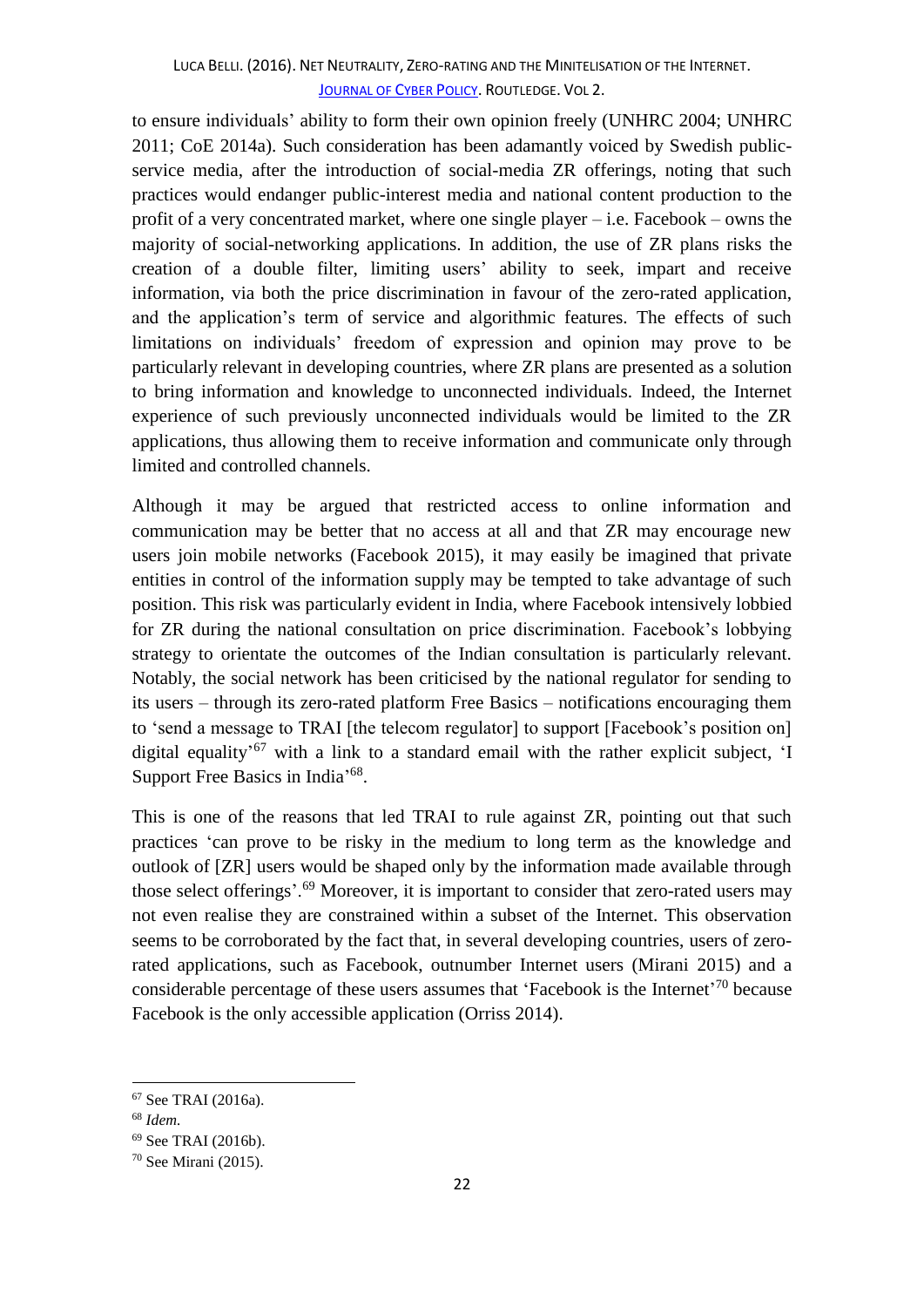to ensure individuals' ability to form their own opinion freely (UNHRC 2004; UNHRC 2011; CoE 2014a). Such consideration has been adamantly voiced by Swedish public-service media, after the introduction of social-media ZR offerings, noting that such practices would endanger public-interest media and national content production to the profit of a very concentrated market, where one single player – i.e. Facebook – owns the majority of social-networking applications. In addition, the use of ZR plans risks the creation of a double filter, limiting users' ability to seek, impart and receive information, via both the price discrimination in favour of the zero-rated application, and the application's term of service and algorithmic features. The effects of such limitations on individuals' freedom of expression and opinion may prove to be particularly relevant in developing countries, where ZR plans are presented as a solution to bring information and knowledge to unconnected individuals. Indeed, the Internet experience of such previously unconnected individuals would be limited to the ZR applications, thus allowing them to receive information and communicate only through limited and controlled channels.

Although it may be argued that restricted access to online information and communication may be better that no access at all and that ZR may encourage new users join mobile networks (Facebook 2015), it may easily be imagined that private entities in control of the information supply may be tempted to take advantage of such position. This risk was particularly evident in India, where Facebook intensively lobbied for ZR during the national consultation on price discrimination. Facebook's lobbying strategy to orientate the outcomes of the Indian consultation is particularly relevant. Notably, the social network has been criticised by the national regulator for sending to its users – through its zero-rated platform Free Basics – notifications encouraging them to 'send a message to TRAI [the telecom regulator] to support [Facebook's position on] digital equality'[67] with a link to a standard email with the rather explicit subject, 'I Support Free Basics in India'[68].

This is one of the reasons that led TRAI to rule against ZR, pointing out that such practices 'can prove to be risky in the medium to long term as the knowledge and outlook of [ZR] users would be shaped only by the information made available through those select offerings'.[69] Moreover, it is important to consider that zero-rated users may not even realise they are constrained within a subset of the Internet. This observation seems to be corroborated by the fact that, in several developing countries, users of zero-rated applications, such as Facebook, outnumber Internet users (Mirani 2015) and a considerable percentage of these users assumes that 'Facebook is the Internet'[70] because Facebook is the only accessible application (Orriss 2014).

---

[67] See TRAI (2016a).

[68] *Idem.*

[69] See TRAI (2016b).

[70] See Mirani (2015).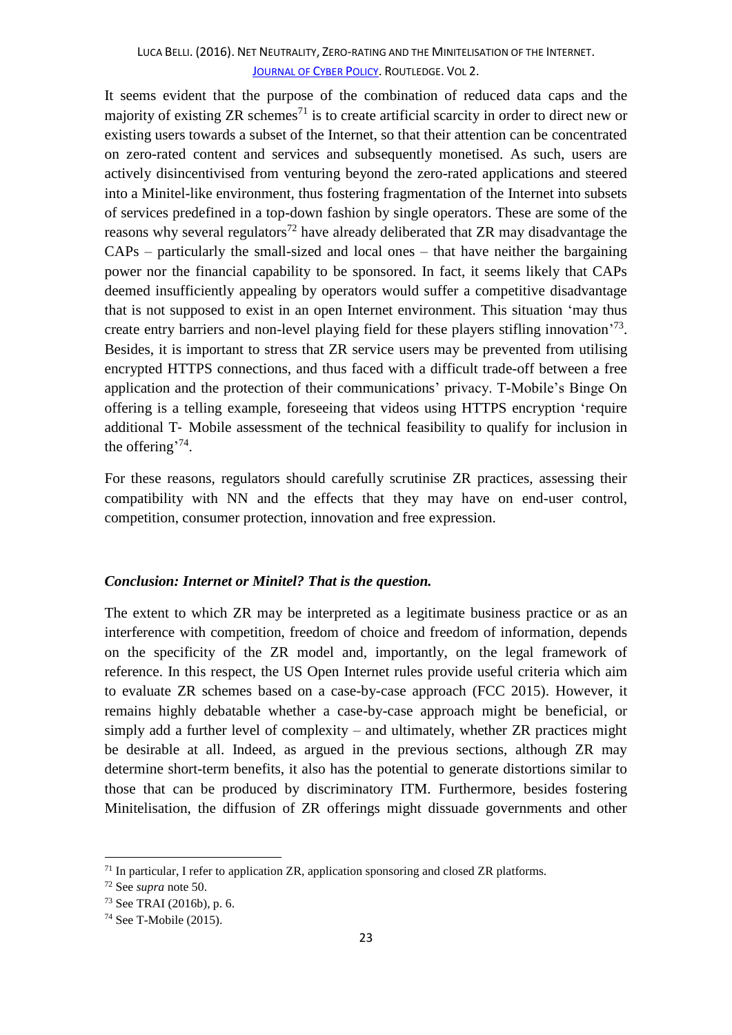It seems evident that the purpose of the combination of reduced data caps and the majority of existing ZR schemes[71] is to create artificial scarcity in order to direct new or existing users towards a subset of the Internet, so that their attention can be concentrated on zero-rated content and services and subsequently monetised. As such, users are actively disincentivised from venturing beyond the zero-rated applications and steered into a Minitel-like environment, thus fostering fragmentation of the Internet into subsets of services predefined in a top-down fashion by single operators. These are some of the reasons why several regulators[72] have already deliberated that ZR may disadvantage the CAPs – particularly the small-sized and local ones – that have neither the bargaining power nor the financial capability to be sponsored. In fact, it seems likely that CAPs deemed insufficiently appealing by operators would suffer a competitive disadvantage that is not supposed to exist in an open Internet environment. This situation 'may thus create entry barriers and non-level playing field for these players stifling innovation'[73]. Besides, it is important to stress that ZR service users may be prevented from utilising encrypted HTTPS connections, and thus faced with a difficult trade-off between a free application and the protection of their communications' privacy. T-Mobile's Binge On offering is a telling example, foreseeing that videos using HTTPS encryption 'require additional T- Mobile assessment of the technical feasibility to qualify for inclusion in the offering'[74].

For these reasons, regulators should carefully scrutinise ZR practices, assessing their compatibility with NN and the effects that they may have on end-user control, competition, consumer protection, innovation and free expression.

### *Conclusion: Internet or Minitel? That is the question.*

The extent to which ZR may be interpreted as a legitimate business practice or as an interference with competition, freedom of choice and freedom of information, depends on the specificity of the ZR model and, importantly, on the legal framework of reference. In this respect, the US Open Internet rules provide useful criteria which aim to evaluate ZR schemes based on a case-by-case approach (FCC 2015). However, it remains highly debatable whether a case-by-case approach might be beneficial, or simply add a further level of complexity – and ultimately, whether ZR practices might be desirable at all. Indeed, as argued in the previous sections, although ZR may determine short-term benefits, it also has the potential to generate distortions similar to those that can be produced by discriminatory ITM. Furthermore, besides fostering Minitelisation, the diffusion of ZR offerings might dissuade governments and other

---

[71] In particular, I refer to application ZR, application sponsoring and closed ZR platforms.

[72] See *supra* note 50.

[73] See TRAI (2016b), p. 6.

[74] See T-Mobile (2015).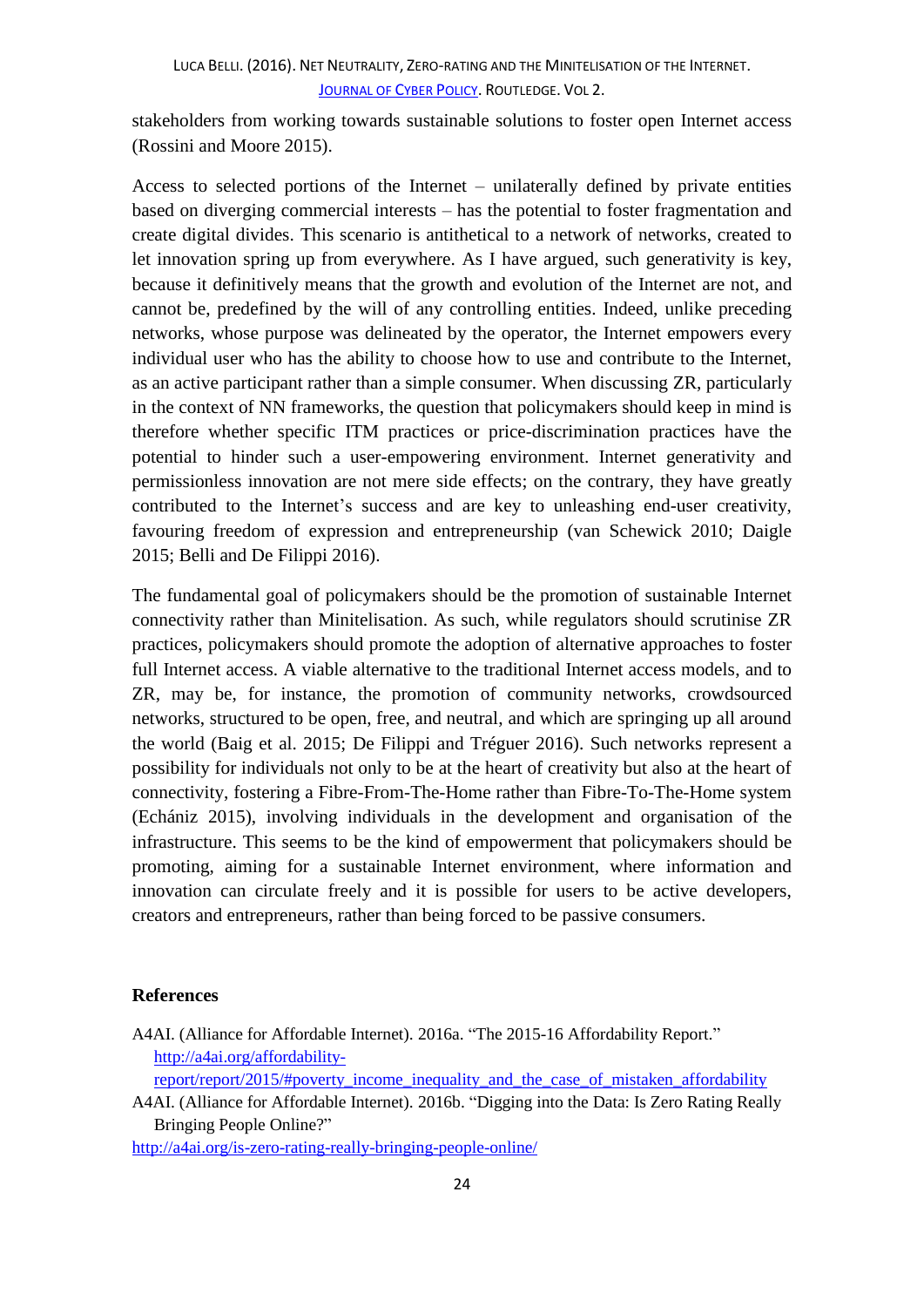stakeholders from working towards sustainable solutions to foster open Internet access (Rossini and Moore 2015).

Access to selected portions of the Internet – unilaterally defined by private entities based on diverging commercial interests – has the potential to foster fragmentation and create digital divides. This scenario is antithetical to a network of networks, created to let innovation spring up from everywhere. As I have argued, such generativity is key, because it definitively means that the growth and evolution of the Internet are not, and cannot be, predefined by the will of any controlling entities. Indeed, unlike preceding networks, whose purpose was delineated by the operator, the Internet empowers every individual user who has the ability to choose how to use and contribute to the Internet, as an active participant rather than a simple consumer. When discussing ZR, particularly in the context of NN frameworks, the question that policymakers should keep in mind is therefore whether specific ITM practices or price-discrimination practices have the potential to hinder such a user-empowering environment. Internet generativity and permissionless innovation are not mere side effects; on the contrary, they have greatly contributed to the Internet's success and are key to unleashing end-user creativity, favouring freedom of expression and entrepreneurship (van Schewick 2010; Daigle 2015; Belli and De Filippi 2016).

The fundamental goal of policymakers should be the promotion of sustainable Internet connectivity rather than Minitelisation. As such, while regulators should scrutinise ZR practices, policymakers should promote the adoption of alternative approaches to foster full Internet access. A viable alternative to the traditional Internet access models, and to ZR, may be, for instance, the promotion of community networks, crowdsourced networks, structured to be open, free, and neutral, and which are springing up all around the world (Baig et al. 2015; De Filippi and Tréguer 2016). Such networks represent a possibility for individuals not only to be at the heart of creativity but also at the heart of connectivity, fostering a Fibre-From-The-Home rather than Fibre-To-The-Home system (Echániz 2015), involving individuals in the development and organisation of the infrastructure. This seems to be the kind of empowerment that policymakers should be promoting, aiming for a sustainable Internet environment, where information and innovation can circulate freely and it is possible for users to be active developers, creators and entrepreneurs, rather than being forced to be passive consumers.

## References

A4AI. (Alliance for Affordable Internet). 2016a. "The 2015-16 Affordability Report." http://a4ai.org/affordability-report/report/2015/#poverty_income_inequality_and_the_case_of_mistaken_affordability

A4AI. (Alliance for Affordable Internet). 2016b. "Digging into the Data: Is Zero Rating Really Bringing People Online?" http://a4ai.org/is-zero-rating-really-bringing-people-online/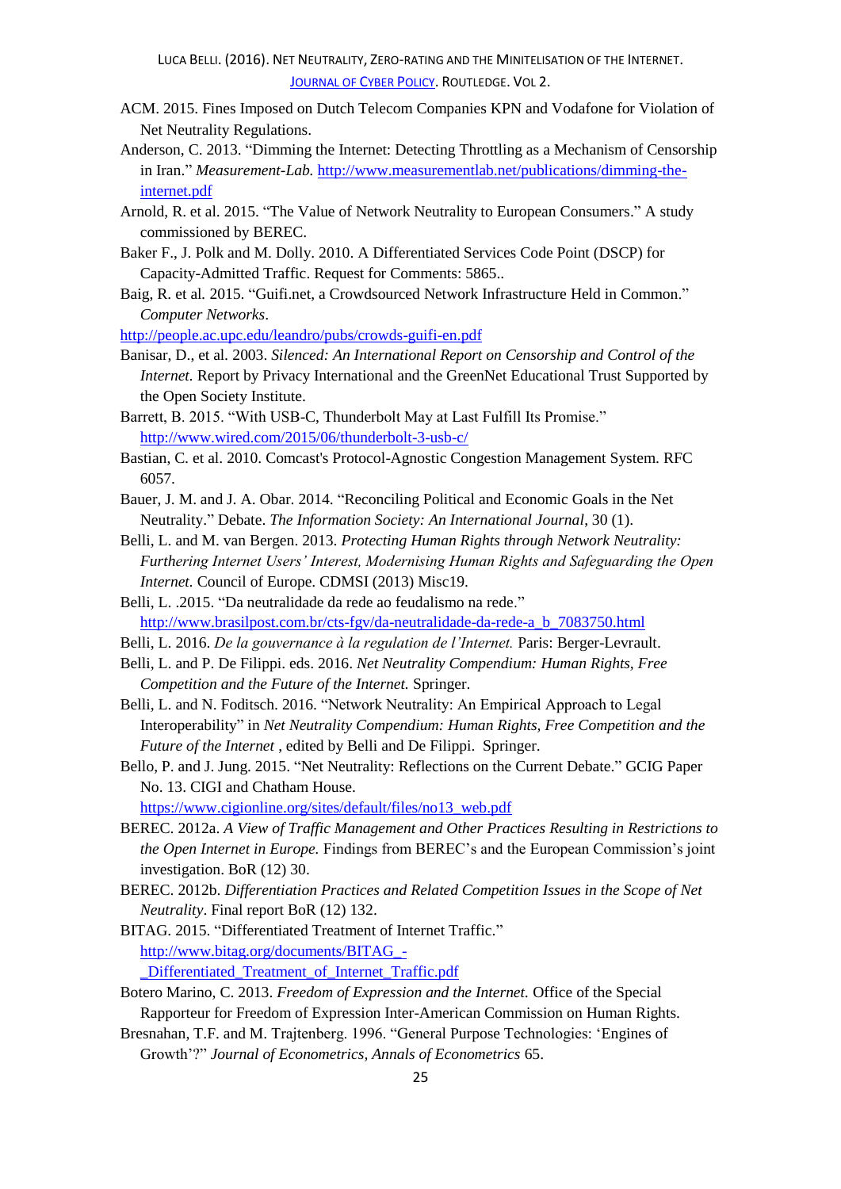ACM. 2015. Fines Imposed on Dutch Telecom Companies KPN and Vodafone for Violation of Net Neutrality Regulations.

Anderson, C. 2013. "Dimming the Internet: Detecting Throttling as a Mechanism of Censorship in Iran." *Measurement-Lab.* http://www.measurementlab.net/publications/dimming-the-internet.pdf

Arnold, R. et al. 2015. "The Value of Network Neutrality to European Consumers." A study commissioned by BEREC.

Baker F., J. Polk and M. Dolly. 2010. A Differentiated Services Code Point (DSCP) for Capacity-Admitted Traffic. Request for Comments: 5865..

Baig, R. et al. 2015. "Guifi.net, a Crowdsourced Network Infrastructure Held in Common." *Computer Networks*.
http://people.ac.upc.edu/leandro/pubs/crowds-guifi-en.pdf

Banisar, D., et al. 2003. *Silenced: An International Report on Censorship and Control of the Internet.* Report by Privacy International and the GreenNet Educational Trust Supported by the Open Society Institute.

Barrett, B. 2015. "With USB-C, Thunderbolt May at Last Fulfill Its Promise." http://www.wired.com/2015/06/thunderbolt-3-usb-c/

Bastian, C. et al. 2010. Comcast's Protocol-Agnostic Congestion Management System. RFC 6057.

Bauer, J. M. and J. A. Obar. 2014. "Reconciling Political and Economic Goals in the Net Neutrality." Debate. *The Information Society: An International Journal*, 30 (1).

Belli, L. and M. van Bergen. 2013. *Protecting Human Rights through Network Neutrality: Furthering Internet Users' Interest, Modernising Human Rights and Safeguarding the Open Internet.* Council of Europe. CDMSI (2013) Misc19.

Belli, L. .2015. "Da neutralidade da rede ao feudalismo na rede." http://www.brasilpost.com.br/cts-fgv/da-neutralidade-da-rede-a_b_7083750.html

Belli, L. 2016. *De la gouvernance à la regulation de l'Internet.* Paris: Berger-Levrault.

Belli, L. and P. De Filippi. eds. 2016. *Net Neutrality Compendium: Human Rights, Free Competition and the Future of the Internet.* Springer.

Belli, L. and N. Foditsch. 2016. "Network Neutrality: An Empirical Approach to Legal Interoperability" in *Net Neutrality Compendium: Human Rights, Free Competition and the Future of the Internet* , edited by Belli and De Filippi. Springer.

Bello, P. and J. Jung. 2015. "Net Neutrality: Reflections on the Current Debate." GCIG Paper No. 13. CIGI and Chatham House. https://www.cigionline.org/sites/default/files/no13_web.pdf

BEREC. 2012a. *A View of Traffic Management and Other Practices Resulting in Restrictions to the Open Internet in Europe.* Findings from BEREC's and the European Commission's joint investigation. BoR (12) 30.

BEREC. 2012b. *Differentiation Practices and Related Competition Issues in the Scope of Net Neutrality*. Final report BoR (12) 132.

BITAG. 2015. "Differentiated Treatment of Internet Traffic." http://www.bitag.org/documents/BITAG_-_Differentiated_Treatment_of_Internet_Traffic.pdf

Botero Marino, C. 2013. *Freedom of Expression and the Internet.* Office of the Special Rapporteur for Freedom of Expression Inter-American Commission on Human Rights.

Bresnahan, T.F. and M. Trajtenberg. 1996. "General Purpose Technologies: 'Engines of Growth'?" *Journal of Econometrics, Annals of Econometrics* 65.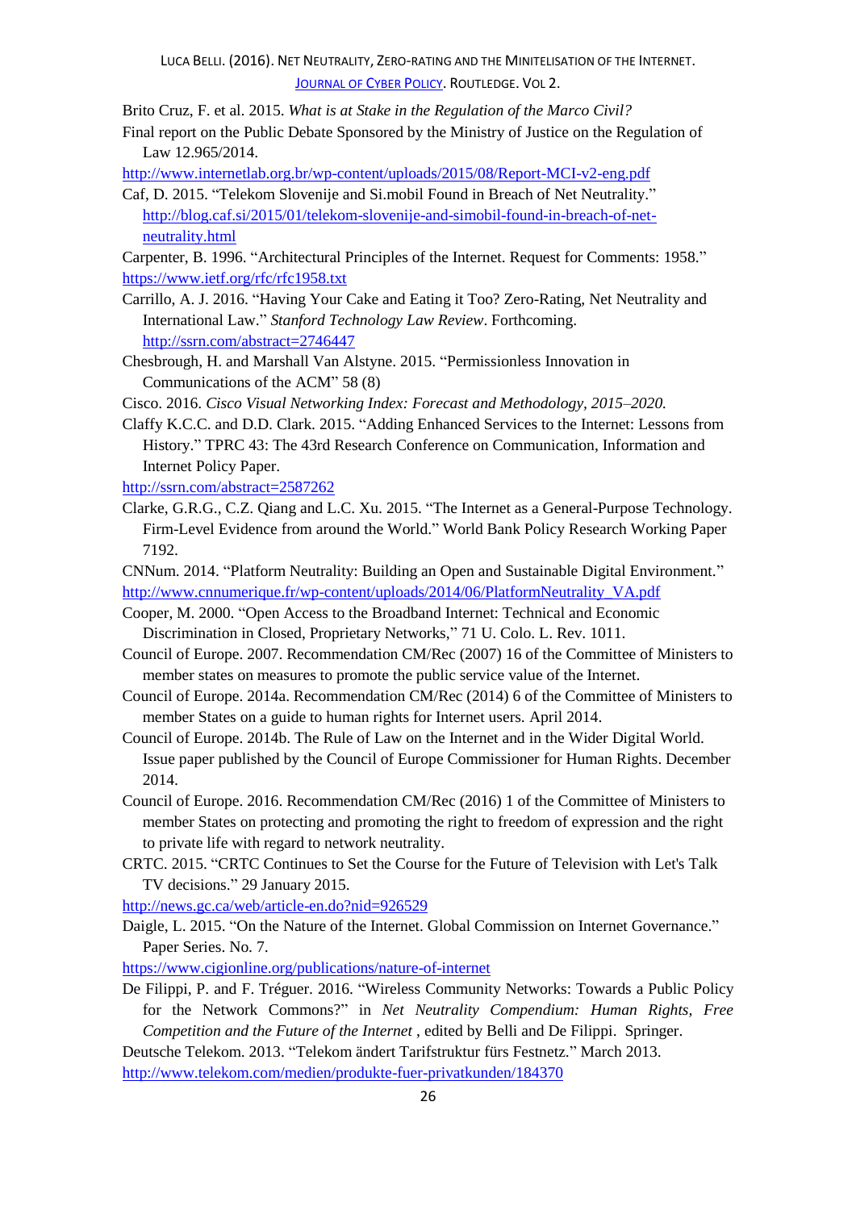Brito Cruz, F. et al. 2015. *What is at Stake in the Regulation of the Marco Civil?* Final report on the Public Debate Sponsored by the Ministry of Justice on the Regulation of Law 12.965/2014.
http://www.internetlab.org.br/wp-content/uploads/2015/08/Report-MCI-v2-eng.pdf

Caf, D. 2015. "Telekom Slovenije and Si.mobil Found in Breach of Net Neutrality." http://blog.caf.si/2015/01/telekom-slovenije-and-simobil-found-in-breach-of-net-neutrality.html

Carpenter, B. 1996. "Architectural Principles of the Internet. Request for Comments: 1958." https://www.ietf.org/rfc/rfc1958.txt

Carrillo, A. J. 2016. "Having Your Cake and Eating it Too? Zero-Rating, Net Neutrality and International Law." *Stanford Technology Law Review*. Forthcoming. http://ssrn.com/abstract=2746447

Chesbrough, H. and Marshall Van Alstyne. 2015. "Permissionless Innovation in Communications of the ACM" 58 (8)

Cisco. 2016. *Cisco Visual Networking Index: Forecast and Methodology, 2015–2020.*

Claffy K.C.C. and D.D. Clark. 2015. "Adding Enhanced Services to the Internet: Lessons from History." TPRC 43: The 43rd Research Conference on Communication, Information and Internet Policy Paper.
http://ssrn.com/abstract=2587262

Clarke, G.R.G., C.Z. Qiang and L.C. Xu. 2015. "The Internet as a General-Purpose Technology. Firm-Level Evidence from around the World." World Bank Policy Research Working Paper 7192.

CNNum. 2014. "Platform Neutrality: Building an Open and Sustainable Digital Environment." http://www.cnnumerique.fr/wp-content/uploads/2014/06/PlatformNeutrality_VA.pdf

Cooper, M. 2000. "Open Access to the Broadband Internet: Technical and Economic Discrimination in Closed, Proprietary Networks," 71 U. Colo. L. Rev. 1011.

Council of Europe. 2007. Recommendation CM/Rec (2007) 16 of the Committee of Ministers to member states on measures to promote the public service value of the Internet.

Council of Europe. 2014a. Recommendation CM/Rec (2014) 6 of the Committee of Ministers to member States on a guide to human rights for Internet users. April 2014.

Council of Europe. 2014b. The Rule of Law on the Internet and in the Wider Digital World. Issue paper published by the Council of Europe Commissioner for Human Rights. December 2014.

Council of Europe. 2016. Recommendation CM/Rec (2016) 1 of the Committee of Ministers to member States on protecting and promoting the right to freedom of expression and the right to private life with regard to network neutrality.

CRTC. 2015. "CRTC Continues to Set the Course for the Future of Television with Let's Talk TV decisions." 29 January 2015.
http://news.gc.ca/web/article-en.do?nid=926529

Daigle, L. 2015. "On the Nature of the Internet. Global Commission on Internet Governance." Paper Series. No. 7.
https://www.cigionline.org/publications/nature-of-internet

De Filippi, P. and F. Tréguer. 2016. "Wireless Community Networks: Towards a Public Policy for the Network Commons?" in *Net Neutrality Compendium: Human Rights, Free Competition and the Future of the Internet* , edited by Belli and De Filippi. Springer.

Deutsche Telekom. 2013. "Telekom ändert Tarifstruktur fürs Festnetz." March 2013.
http://www.telekom.com/medien/produkte-fuer-privatkunden/184370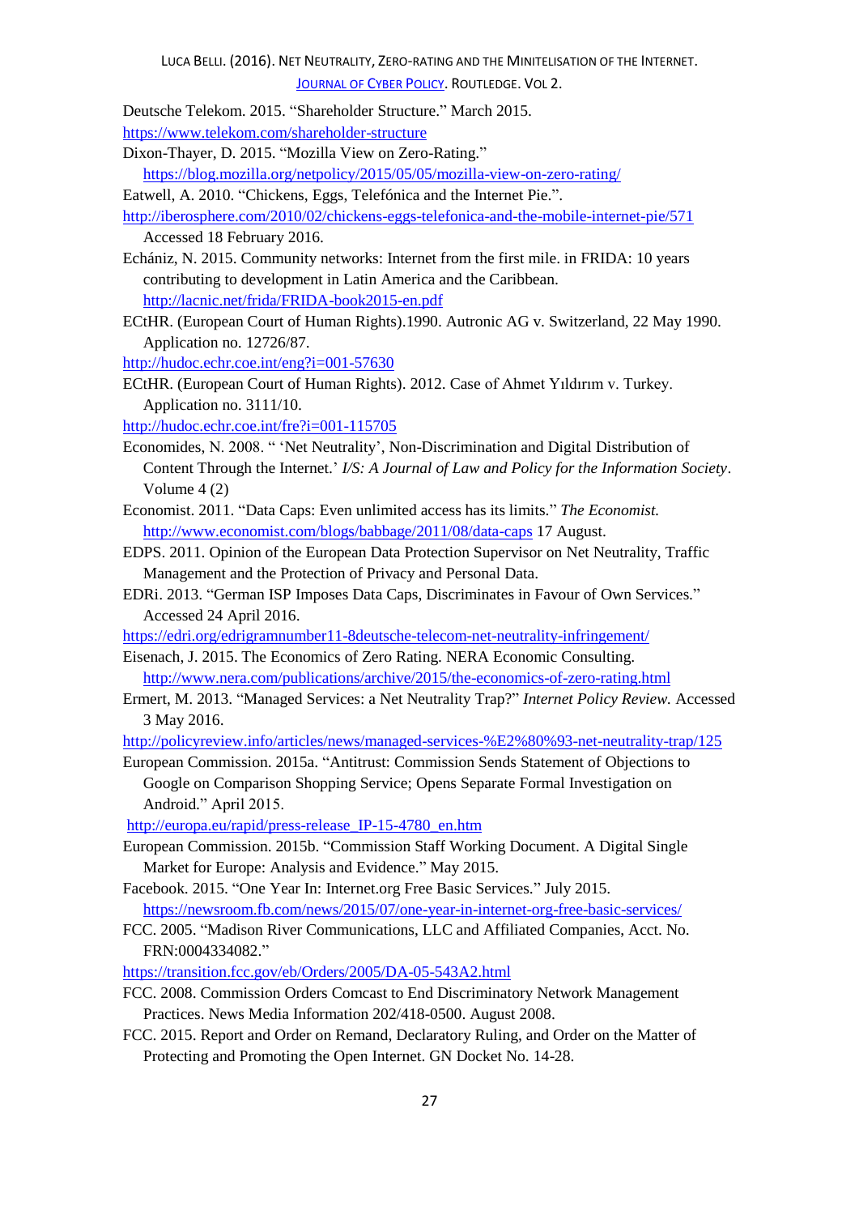Deutsche Telekom. 2015. "Shareholder Structure." March 2015. https://www.telekom.com/shareholder-structure

Dixon-Thayer, D. 2015. "Mozilla View on Zero-Rating." https://blog.mozilla.org/netpolicy/2015/05/05/mozilla-view-on-zero-rating/

Eatwell, A. 2010. "Chickens, Eggs, Telefónica and the Internet Pie.". http://iberosphere.com/2010/02/chickens-eggs-telefonica-and-the-mobile-internet-pie/571 Accessed 18 February 2016.

Echániz, N. 2015. Community networks: Internet from the first mile. in FRIDA: 10 years contributing to development in Latin America and the Caribbean. http://lacnic.net/frida/FRIDA-book2015-en.pdf

ECtHR. (European Court of Human Rights).1990. Autronic AG v. Switzerland, 22 May 1990. Application no. 12726/87. http://hudoc.echr.coe.int/eng?i=001-57630

ECtHR. (European Court of Human Rights). 2012. Case of Ahmet Yıldırım v. Turkey. Application no. 3111/10. http://hudoc.echr.coe.int/fre?i=001-115705

Economides, N. 2008. " 'Net Neutrality', Non-Discrimination and Digital Distribution of Content Through the Internet.' *I/S: A Journal of Law and Policy for the Information Society*. Volume 4 (2)

Economist. 2011. "Data Caps: Even unlimited access has its limits." *The Economist.* http://www.economist.com/blogs/babbage/2011/08/data-caps 17 August.

EDPS. 2011. Opinion of the European Data Protection Supervisor on Net Neutrality, Traffic Management and the Protection of Privacy and Personal Data.

EDRi. 2013. "German ISP Imposes Data Caps, Discriminates in Favour of Own Services." Accessed 24 April 2016. https://edri.org/edrigramnumber11-8deutsche-telecom-net-neutrality-infringement/

Eisenach, J. 2015. The Economics of Zero Rating. NERA Economic Consulting. http://www.nera.com/publications/archive/2015/the-economics-of-zero-rating.html

Ermert, M. 2013. "Managed Services: a Net Neutrality Trap?" *Internet Policy Review.* Accessed 3 May 2016. http://policyreview.info/articles/news/managed-services-%E2%80%93-net-neutrality-trap/125

European Commission. 2015a. "Antitrust: Commission Sends Statement of Objections to Google on Comparison Shopping Service; Opens Separate Formal Investigation on Android." April 2015. http://europa.eu/rapid/press-release_IP-15-4780_en.htm

European Commission. 2015b. "Commission Staff Working Document. A Digital Single Market for Europe: Analysis and Evidence." May 2015.

Facebook. 2015. "One Year In: Internet.org Free Basic Services." July 2015. https://newsroom.fb.com/news/2015/07/one-year-in-internet-org-free-basic-services/

FCC. 2005. "Madison River Communications, LLC and Affiliated Companies, Acct. No. FRN:0004334082." https://transition.fcc.gov/eb/Orders/2005/DA-05-543A2.html

FCC. 2008. Commission Orders Comcast to End Discriminatory Network Management Practices. News Media Information 202/418-0500. August 2008.

FCC. 2015. Report and Order on Remand, Declaratory Ruling, and Order on the Matter of Protecting and Promoting the Open Internet. GN Docket No. 14-28.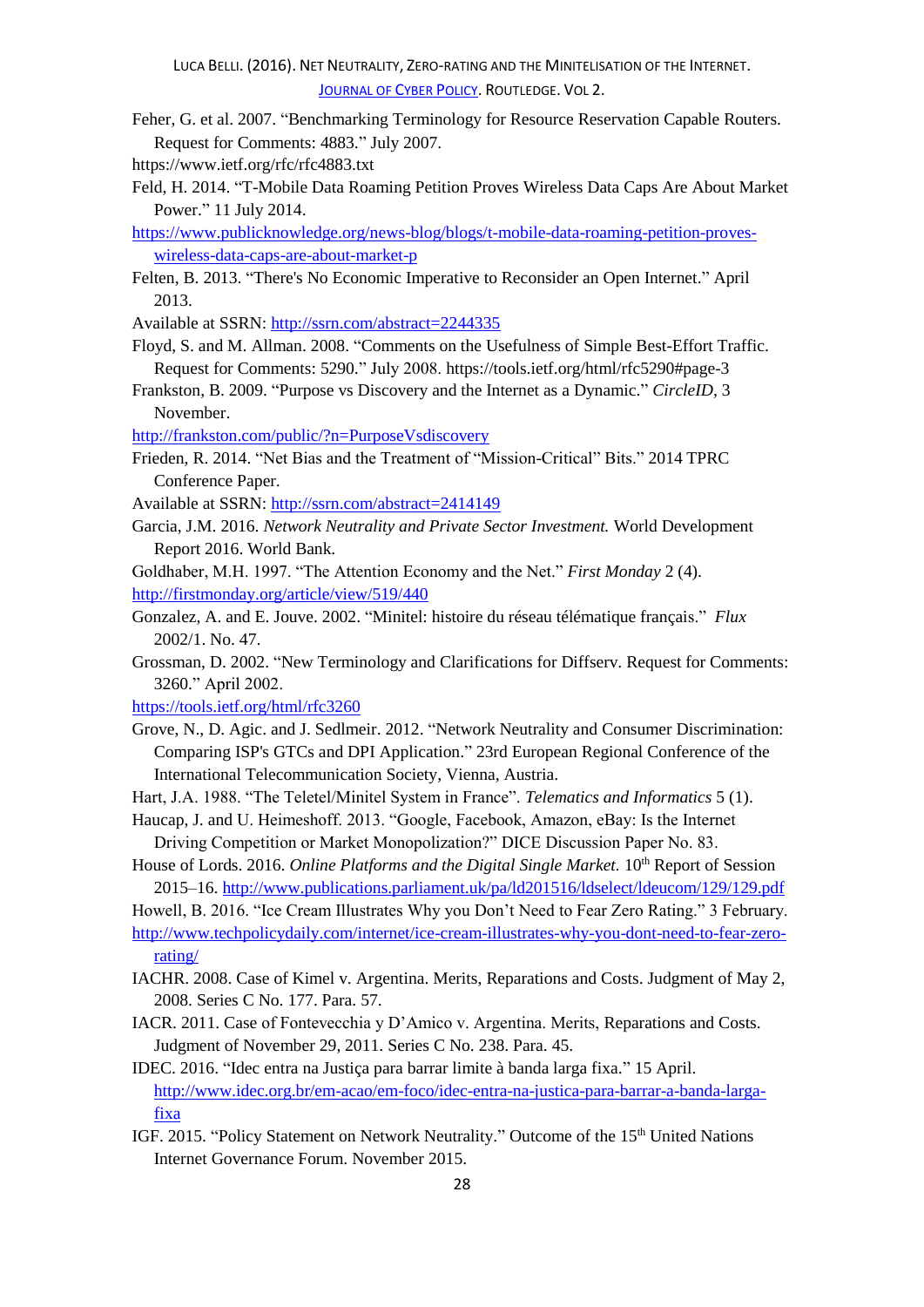Feher, G. et al. 2007. "Benchmarking Terminology for Resource Reservation Capable Routers. Request for Comments: 4883." July 2007.

https://www.ietf.org/rfc/rfc4883.txt

Feld, H. 2014. "T-Mobile Data Roaming Petition Proves Wireless Data Caps Are About Market Power." 11 July 2014.

https://www.publicknowledge.org/news-blog/blogs/t-mobile-data-roaming-petition-proves-wireless-data-caps-are-about-market-p

Felten, B. 2013. "There's No Economic Imperative to Reconsider an Open Internet." April 2013.

Available at SSRN: http://ssrn.com/abstract=2244335

Floyd, S. and M. Allman. 2008. "Comments on the Usefulness of Simple Best-Effort Traffic. Request for Comments: 5290." July 2008. https://tools.ietf.org/html/rfc5290#page-3

Frankston, B. 2009. "Purpose vs Discovery and the Internet as a Dynamic." *CircleID*, 3 November.

http://frankston.com/public/?n=PurposeVsdiscovery

Frieden, R. 2014. "Net Bias and the Treatment of "Mission-Critical" Bits." 2014 TPRC Conference Paper.

Available at SSRN: http://ssrn.com/abstract=2414149

Garcia, J.M. 2016. *Network Neutrality and Private Sector Investment.* World Development Report 2016. World Bank.

Goldhaber, M.H. 1997. "The Attention Economy and the Net." *First Monday* 2 (4).

http://firstmonday.org/article/view/519/440

Gonzalez, A. and E. Jouve. 2002. "Minitel: histoire du réseau télématique français." *Flux* 2002/1. No. 47.

Grossman, D. 2002. "New Terminology and Clarifications for Diffserv. Request for Comments: 3260." April 2002.

https://tools.ietf.org/html/rfc3260

Grove, N., D. Agic. and J. Sedlmeir. 2012. "Network Neutrality and Consumer Discrimination: Comparing ISP's GTCs and DPI Application." 23rd European Regional Conference of the International Telecommunication Society, Vienna, Austria.

Hart, J.A. 1988. "The Teletel/Minitel System in France". *Telematics and Informatics* 5 (1).

Haucap, J. and U. Heimeshoff. 2013. "Google, Facebook, Amazon, eBay: Is the Internet Driving Competition or Market Monopolization?" DICE Discussion Paper No. 83.

House of Lords. 2016. *Online Platforms and the Digital Single Market.* 10th Report of Session 2015–16. http://www.publications.parliament.uk/pa/ld201516/ldselect/ldeucom/129/129.pdf

Howell, B. 2016. "Ice Cream Illustrates Why you Don't Need to Fear Zero Rating." 3 February.

http://www.techpolicydaily.com/internet/ice-cream-illustrates-why-you-dont-need-to-fear-zero-rating/

IACHR. 2008. Case of Kimel v. Argentina. Merits, Reparations and Costs. Judgment of May 2, 2008. Series C No. 177. Para. 57.

IACR. 2011. Case of Fontevecchia y D'Amico v. Argentina. Merits, Reparations and Costs. Judgment of November 29, 2011. Series C No. 238. Para. 45.

IDEC. 2016. "Idec entra na Justiça para barrar limite à banda larga fixa." 15 April. http://www.idec.org.br/em-acao/em-foco/idec-entra-na-justica-para-barrar-a-banda-larga-fixa

IGF. 2015. "Policy Statement on Network Neutrality." Outcome of the 15th United Nations Internet Governance Forum. November 2015.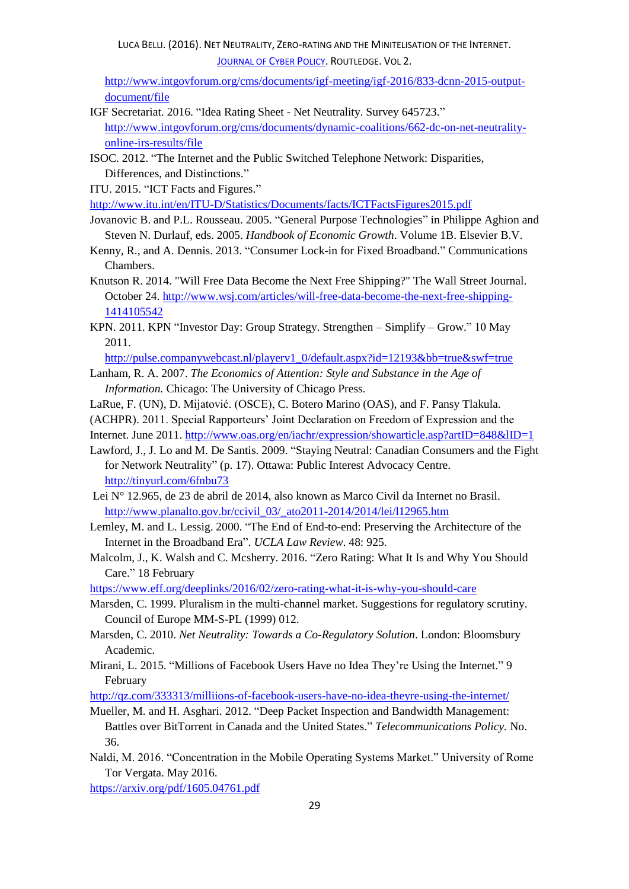http://www.intgovforum.org/cms/documents/igf-meeting/igf-2016/833-dcnn-2015-output-document/file

IGF Secretariat. 2016. "Idea Rating Sheet - Net Neutrality. Survey 645723." http://www.intgovforum.org/cms/documents/dynamic-coalitions/662-dc-on-net-neutrality-online-irs-results/file

ISOC. 2012. "The Internet and the Public Switched Telephone Network: Disparities, Differences, and Distinctions."

ITU. 2015. "ICT Facts and Figures." http://www.itu.int/en/ITU-D/Statistics/Documents/facts/ICTFactsFigures2015.pdf

Jovanovic B. and P.L. Rousseau. 2005. "General Purpose Technologies" in Philippe Aghion and Steven N. Durlauf, eds. 2005. *Handbook of Economic Growth*. Volume 1B. Elsevier B.V.

Kenny, R., and A. Dennis. 2013. "Consumer Lock-in for Fixed Broadband." Communications Chambers.

Knutson R. 2014. "Will Free Data Become the Next Free Shipping?" The Wall Street Journal. October 24. http://www.wsj.com/articles/will-free-data-become-the-next-free-shipping-1414105542

KPN. 2011. KPN "Investor Day: Group Strategy. Strengthen – Simplify – Grow." 10 May 2011. http://pulse.companywebcast.nl/playerv1_0/default.aspx?id=12193&bb=true&swf=true

Lanham, R. A. 2007. *The Economics of Attention: Style and Substance in the Age of Information.* Chicago: The University of Chicago Press.

LaRue, F. (UN), D. Mijatović. (OSCE), C. Botero Marino (OAS), and F. Pansy Tlakula. (ACHPR). 2011. Special Rapporteurs' Joint Declaration on Freedom of Expression and the Internet. June 2011. http://www.oas.org/en/iachr/expression/showarticle.asp?artID=848&lID=1

Lawford, J., J. Lo and M. De Santis. 2009. "Staying Neutral: Canadian Consumers and the Fight for Network Neutrality" (p. 17). Ottawa: Public Interest Advocacy Centre. http://tinyurl.com/6fnbu73

Lei N° 12.965, de 23 de abril de 2014, also known as Marco Civil da Internet no Brasil. http://www.planalto.gov.br/ccivil_03/_ato2011-2014/2014/lei/l12965.htm

Lemley, M. and L. Lessig. 2000. "The End of End-to-end: Preserving the Architecture of the Internet in the Broadband Era". *UCLA Law Review*. 48: 925.

Malcolm, J., K. Walsh and C. Mcsherry. 2016. "Zero Rating: What It Is and Why You Should Care." 18 February https://www.eff.org/deeplinks/2016/02/zero-rating-what-it-is-why-you-should-care

Marsden, C. 1999. Pluralism in the multi-channel market. Suggestions for regulatory scrutiny. Council of Europe MM-S-PL (1999) 012.

Marsden, C. 2010. *Net Neutrality: Towards a Co-Regulatory Solution*. London: Bloomsbury Academic.

Mirani, L. 2015. "Millions of Facebook Users Have no Idea They're Using the Internet." 9 February http://qz.com/333313/milliions-of-facebook-users-have-no-idea-theyre-using-the-internet/

Mueller, M. and H. Asghari. 2012. "Deep Packet Inspection and Bandwidth Management: Battles over BitTorrent in Canada and the United States." *Telecommunications Policy.* No. 36.

Naldi, M. 2016. "Concentration in the Mobile Operating Systems Market." University of Rome Tor Vergata. May 2016. https://arxiv.org/pdf/1605.04761.pdf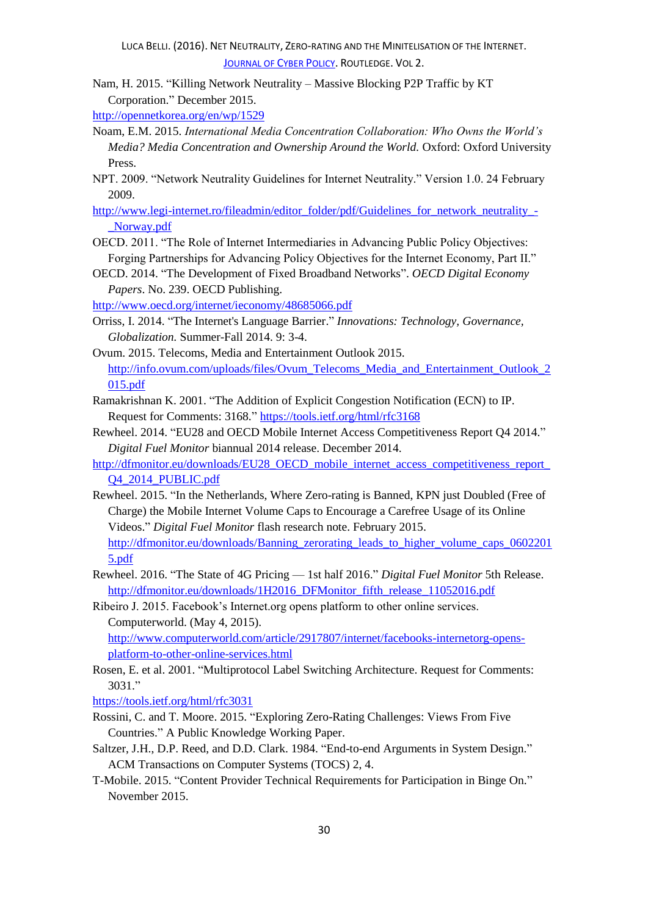Nam, H. 2015. "Killing Network Neutrality – Massive Blocking P2P Traffic by KT Corporation." December 2015.
http://opennetkorea.org/en/wp/1529

Noam, E.M. 2015. *International Media Concentration Collaboration: Who Owns the World's Media? Media Concentration and Ownership Around the World.* Oxford: Oxford University Press.

NPT. 2009. "Network Neutrality Guidelines for Internet Neutrality." Version 1.0. 24 February 2009.
http://www.legi-internet.ro/fileadmin/editor_folder/pdf/Guidelines_for_network_neutrality_-_Norway.pdf

OECD. 2011. "The Role of Internet Intermediaries in Advancing Public Policy Objectives: Forging Partnerships for Advancing Policy Objectives for the Internet Economy, Part II."

OECD. 2014. "The Development of Fixed Broadband Networks". *OECD Digital Economy Papers*. No. 239. OECD Publishing.
http://www.oecd.org/internet/ieconomy/48685066.pdf

Orriss, I. 2014. "The Internet's Language Barrier." *Innovations: Technology, Governance, Globalization.* Summer-Fall 2014. 9: 3-4.

Ovum. 2015. Telecoms, Media and Entertainment Outlook 2015. http://info.ovum.com/uploads/files/Ovum_Telecoms_Media_and_Entertainment_Outlook_2015.pdf

Ramakrishnan K. 2001. "The Addition of Explicit Congestion Notification (ECN) to IP. Request for Comments: 3168." https://tools.ietf.org/html/rfc3168

Rewheel. 2014. "EU28 and OECD Mobile Internet Access Competitiveness Report Q4 2014." *Digital Fuel Monitor* biannual 2014 release. December 2014.
http://dfmonitor.eu/downloads/EU28_OECD_mobile_internet_access_competitiveness_report_Q4_2014_PUBLIC.pdf

Rewheel. 2015. "In the Netherlands, Where Zero-rating is Banned, KPN just Doubled (Free of Charge) the Mobile Internet Volume Caps to Encourage a Carefree Usage of its Online Videos." *Digital Fuel Monitor* flash research note. February 2015. http://dfmonitor.eu/downloads/Banning_zerorating_leads_to_higher_volume_caps_06022015.pdf

Rewheel. 2016. "The State of 4G Pricing — 1st half 2016." *Digital Fuel Monitor* 5th Release. http://dfmonitor.eu/downloads/1H2016_DFMonitor_fifth_release_11052016.pdf

Ribeiro J. 2015. Facebook's Internet.org opens platform to other online services. Computerworld. (May 4, 2015). http://www.computerworld.com/article/2917807/internet/facebooks-internetorg-opens-platform-to-other-online-services.html

Rosen, E. et al. 2001. "Multiprotocol Label Switching Architecture. Request for Comments: 3031."
https://tools.ietf.org/html/rfc3031

Rossini, C. and T. Moore. 2015. "Exploring Zero-Rating Challenges: Views From Five Countries." A Public Knowledge Working Paper.

Saltzer, J.H., D.P. Reed, and D.D. Clark. 1984. "End-to-end Arguments in System Design." ACM Transactions on Computer Systems (TOCS) 2, 4.

T-Mobile. 2015. "Content Provider Technical Requirements for Participation in Binge On." November 2015.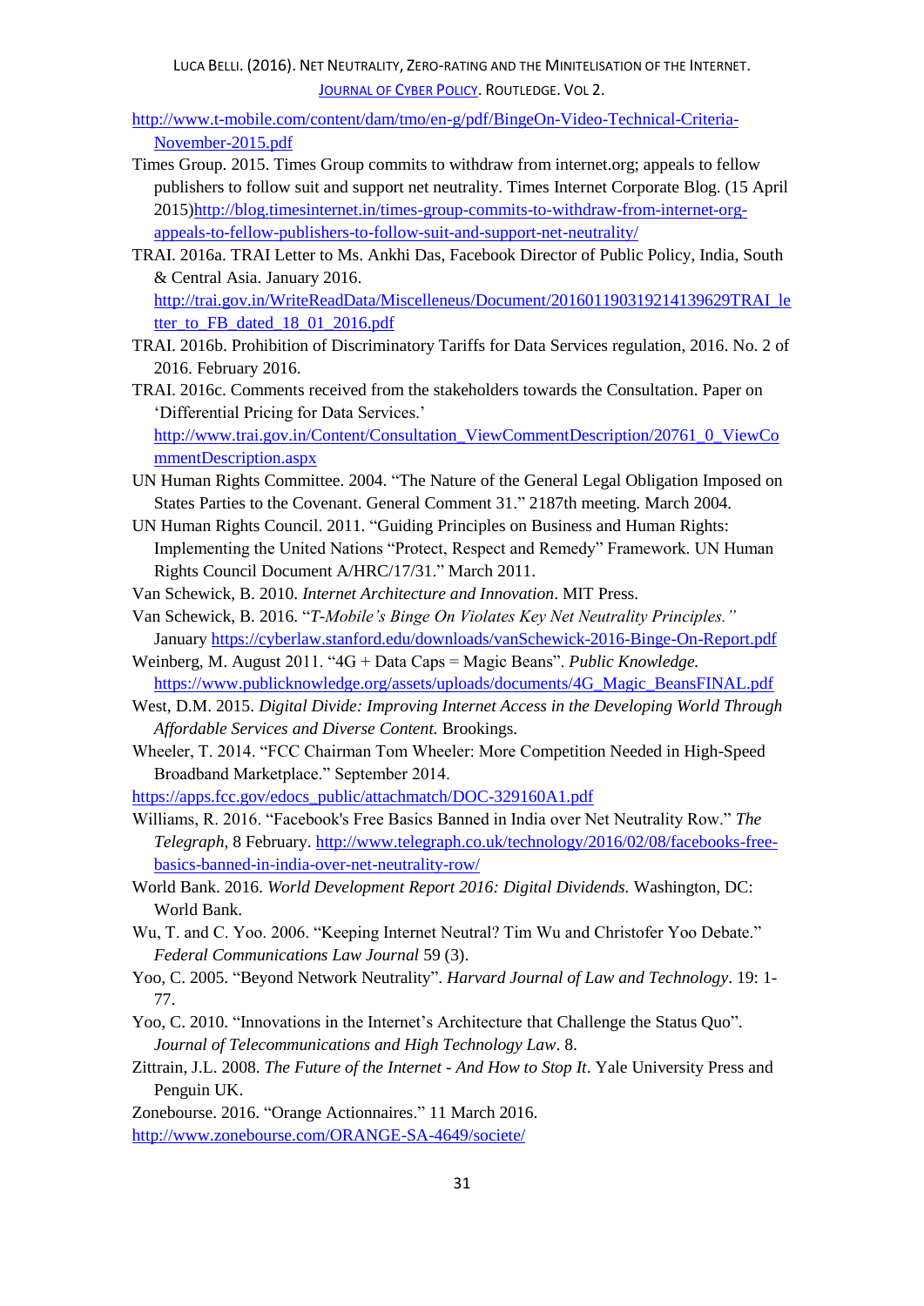http://www.t-mobile.com/content/dam/tmo/en-g/pdf/BingeOn-Video-Technical-Criteria-November-2015.pdf

Times Group. 2015. Times Group commits to withdraw from internet.org; appeals to fellow publishers to follow suit and support net neutrality. Times Internet Corporate Blog. (15 April 2015)http://blog.timesinternet.in/times-group-commits-to-withdraw-from-internet-org-appeals-to-fellow-publishers-to-follow-suit-and-support-net-neutrality/

TRAI. 2016a. TRAI Letter to Ms. Ankhi Das, Facebook Director of Public Policy, India, South & Central Asia. January 2016. http://trai.gov.in/WriteReadData/Miscelleneus/Document/201601190319214139629TRAI_letter_to_FB_dated_18_01_2016.pdf

TRAI. 2016b. Prohibition of Discriminatory Tariffs for Data Services regulation, 2016. No. 2 of 2016. February 2016.

TRAI. 2016c. Comments received from the stakeholders towards the Consultation. Paper on 'Differential Pricing for Data Services.' http://www.trai.gov.in/Content/Consultation_ViewCommentDescription/20761_0_ViewCommentDescription.aspx

UN Human Rights Committee. 2004. "The Nature of the General Legal Obligation Imposed on States Parties to the Covenant. General Comment 31." 2187th meeting. March 2004.

UN Human Rights Council. 2011. "Guiding Principles on Business and Human Rights: Implementing the United Nations "Protect, Respect and Remedy" Framework. UN Human Rights Council Document A/HRC/17/31." March 2011.

Van Schewick, B. 2010. *Internet Architecture and Innovation*. MIT Press.

Van Schewick, B. 2016. "*T-Mobile's Binge On Violates Key Net Neutrality Principles.*" January https://cyberlaw.stanford.edu/downloads/vanSchewick-2016-Binge-On-Report.pdf

Weinberg, M. August 2011. "4G + Data Caps = Magic Beans". *Public Knowledge.* https://www.publicknowledge.org/assets/uploads/documents/4G_Magic_BeansFINAL.pdf

West, D.M. 2015. *Digital Divide: Improving Internet Access in the Developing World Through Affordable Services and Diverse Content.* Brookings.

Wheeler, T. 2014. "FCC Chairman Tom Wheeler: More Competition Needed in High-Speed Broadband Marketplace." September 2014. https://apps.fcc.gov/edocs_public/attachmatch/DOC-329160A1.pdf

Williams, R. 2016. "Facebook's Free Basics Banned in India over Net Neutrality Row." *The Telegraph*, 8 February. http://www.telegraph.co.uk/technology/2016/02/08/facebooks-free-basics-banned-in-india-over-net-neutrality-row/

World Bank. 2016. *World Development Report 2016: Digital Dividends.* Washington, DC: World Bank.

Wu, T. and C. Yoo. 2006. "Keeping Internet Neutral? Tim Wu and Christofer Yoo Debate." *Federal Communications Law Journal* 59 (3).

Yoo, C. 2005. "Beyond Network Neutrality". *Harvard Journal of Law and Technology*. 19: 1-77.

Yoo, C. 2010. "Innovations in the Internet's Architecture that Challenge the Status Quo". *Journal of Telecommunications and High Technology Law*. 8.

Zittrain, J.L. 2008. *The Future of the Internet - And How to Stop It*. Yale University Press and Penguin UK.

Zonebourse. 2016. "Orange Actionnaires." 11 March 2016. http://www.zonebourse.com/ORANGE-SA-4649/societe/